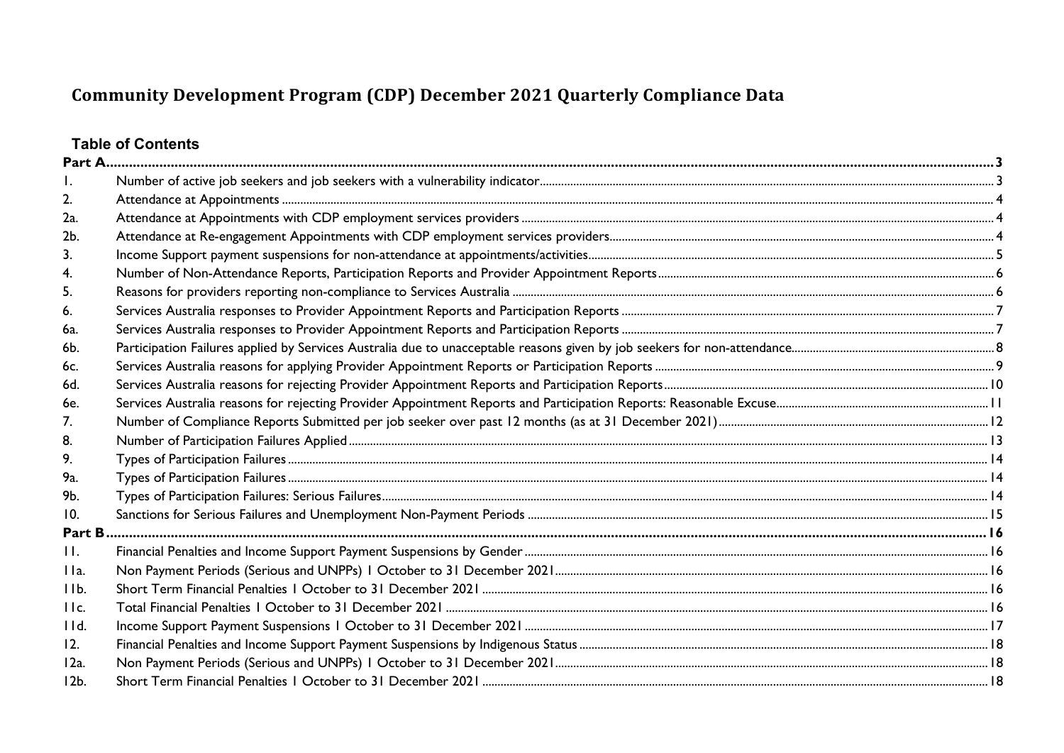# Community Development Program (CDP) December 2021 Quarterly Compliance Data

## Table of Contents

| | | |
|---|---|---|
| **Part A** | | **3** |
| 1. | Number of active job seekers and job seekers with a vulnerability indicator | 3 |
| 2. | Attendance at Appointments | 4 |
| 2a. | Attendance at Appointments with CDP employment services providers | 4 |
| 2b. | Attendance at Re-engagement Appointments with CDP employment services providers | 4 |
| 3. | Income Support payment suspensions for non-attendance at appointments/activities | 5 |
| 4. | Number of Non-Attendance Reports, Participation Reports and Provider Appointment Reports | 6 |
| 5. | Reasons for providers reporting non-compliance to Services Australia | 6 |
| 6. | Services Australia responses to Provider Appointment Reports and Participation Reports | 7 |
| 6a. | Services Australia responses to Provider Appointment Reports and Participation Reports | 7 |
| 6b. | Participation Failures applied by Services Australia due to unacceptable reasons given by job seekers for non-attendance | 8 |
| 6c. | Services Australia reasons for applying Provider Appointment Reports or Participation Reports | 9 |
| 6d. | Services Australia reasons for rejecting Provider Appointment Reports and Participation Reports | 10 |
| 6e. | Services Australia reasons for rejecting Provider Appointment Reports and Participation Reports: Reasonable Excuse | 11 |
| 7. | Number of Compliance Reports Submitted per job seeker over past 12 months (as at 31 December 2021) | 12 |
| 8. | Number of Participation Failures Applied | 13 |
| 9. | Types of Participation Failures | 14 |
| 9a. | Types of Participation Failures | 14 |
| 9b. | Types of Participation Failures: Serious Failures | 14 |
| 10. | Sanctions for Serious Failures and Unemployment Non-Payment Periods | 15 |
| **Part B** | | **16** |
| 11. | Financial Penalties and Income Support Payment Suspensions by Gender | 16 |
| 11a. | Non Payment Periods (Serious and UNPPs) 1 October to 31 December 2021 | 16 |
| 11b. | Short Term Financial Penalties 1 October to 31 December 2021 | 16 |
| 11c. | Total Financial Penalties 1 October to 31 December 2021 | 16 |
| 11d. | Income Support Payment Suspensions 1 October to 31 December 2021 | 17 |
| 12. | Financial Penalties and Income Support Payment Suspensions by Indigenous Status | 18 |
| 12a. | Non Payment Periods (Serious and UNPPs) 1 October to 31 December 2021 | 18 |
| 12b. | Short Term Financial Penalties 1 October to 31 December 2021 | 18 |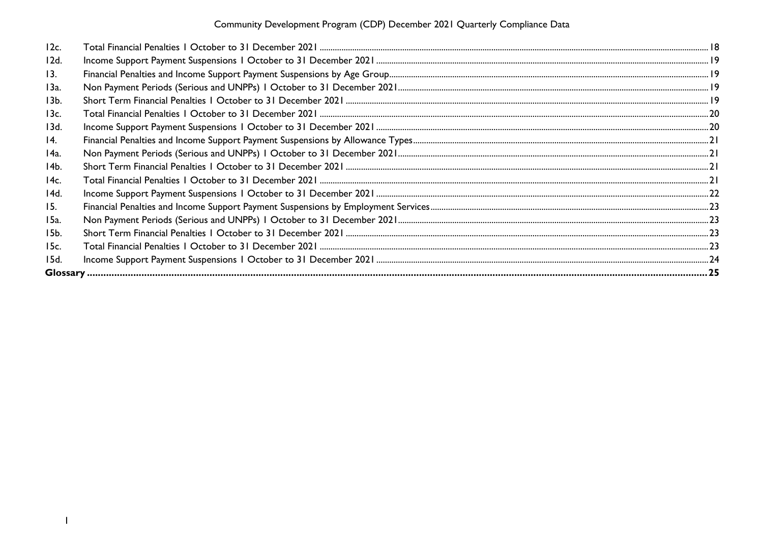| | | |
|---|---|---|
| 12c. | Total Financial Penalties 1 October to 31 December 2021 | 18 |
| 12d. | Income Support Payment Suspensions 1 October to 31 December 2021 | 19 |
| 13. | Financial Penalties and Income Support Payment Suspensions by Age Group | 19 |
| 13a. | Non Payment Periods (Serious and UNPPs) 1 October to 31 December 2021 | 19 |
| 13b. | Short Term Financial Penalties 1 October to 31 December 2021 | 19 |
| 13c. | Total Financial Penalties 1 October to 31 December 2021 | 20 |
| 13d. | Income Support Payment Suspensions 1 October to 31 December 2021 | 20 |
| 14. | Financial Penalties and Income Support Payment Suspensions by Allowance Types | 21 |
| 14a. | Non Payment Periods (Serious and UNPPs) 1 October to 31 December 2021 | 21 |
| 14b. | Short Term Financial Penalties 1 October to 31 December 2021 | 21 |
| 14c. | Total Financial Penalties 1 October to 31 December 2021 | 21 |
| 14d. | Income Support Payment Suspensions 1 October to 31 December 2021 | 22 |
| 15. | Financial Penalties and Income Support Payment Suspensions by Employment Services | 23 |
| 15a. | Non Payment Periods (Serious and UNPPs) 1 October to 31 December 2021 | 23 |
| 15b. | Short Term Financial Penalties 1 October to 31 December 2021 | 23 |
| 15c. | Total Financial Penalties 1 October to 31 December 2021 | 23 |
| 15d. | Income Support Payment Suspensions 1 October to 31 December 2021 | 24 |
| **Glossary** | | **25** |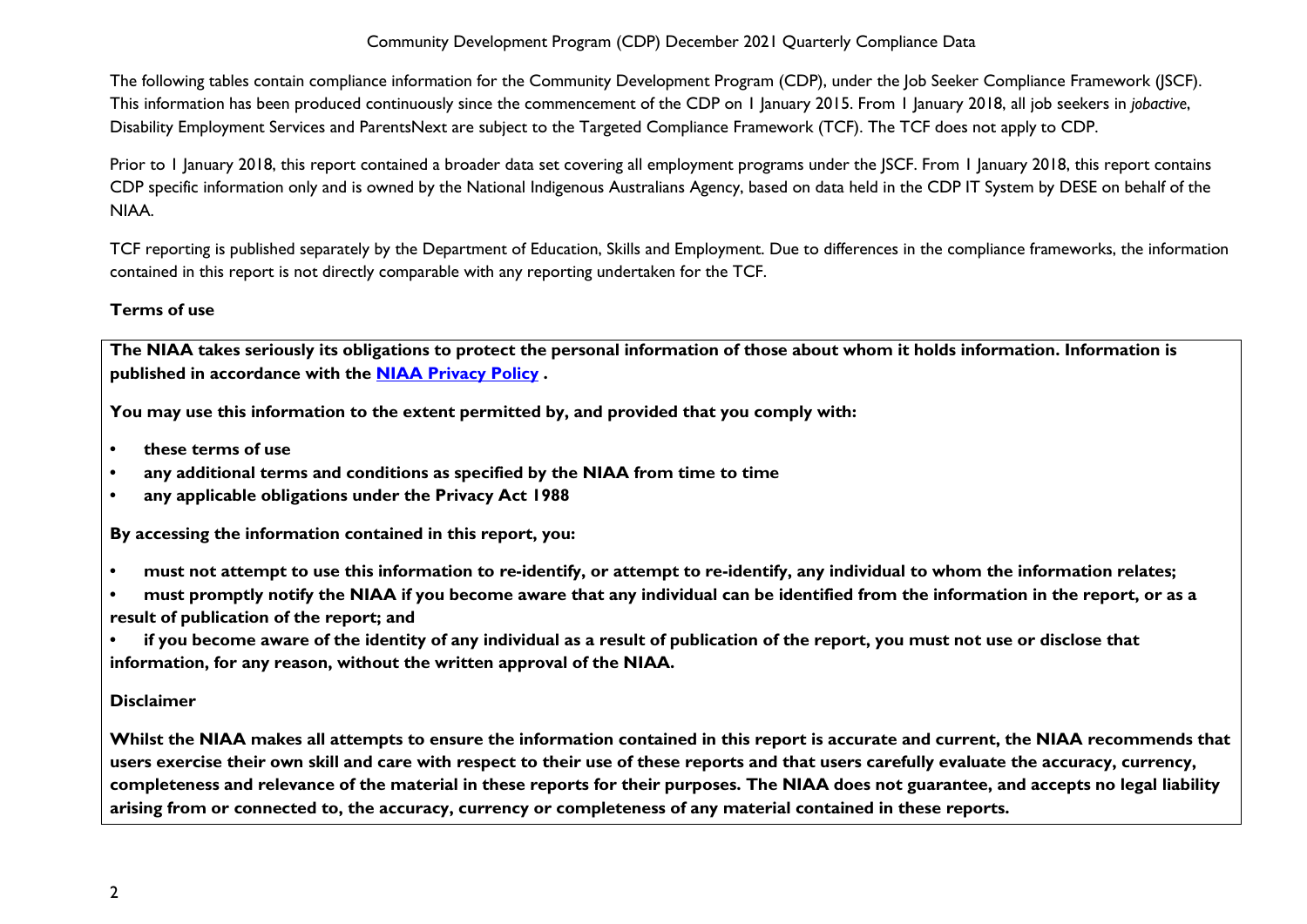The following tables contain compliance information for the Community Development Program (CDP), under the Job Seeker Compliance Framework (JSCF). This information has been produced continuously since the commencement of the CDP on 1 January 2015. From 1 January 2018, all job seekers in *jobactive*, Disability Employment Services and ParentsNext are subject to the Targeted Compliance Framework (TCF). The TCF does not apply to CDP.

Prior to 1 January 2018, this report contained a broader data set covering all employment programs under the JSCF. From 1 January 2018, this report contains CDP specific information only and is owned by the National Indigenous Australians Agency, based on data held in the CDP IT System by DESE on behalf of the NIAA.

TCF reporting is published separately by the Department of Education, Skills and Employment. Due to differences in the compliance frameworks, the information contained in this report is not directly comparable with any reporting undertaken for the TCF.

**Terms of use**

**The NIAA takes seriously its obligations to protect the personal information of those about whom it holds information. Information is published in accordance with the [NIAA Privacy Policy](NIAA Privacy Policy) .**

**You may use this information to the extent permitted by, and provided that you comply with:**

- **these terms of use**
- **any additional terms and conditions as specified by the NIAA from time to time**
- **any applicable obligations under the Privacy Act 1988**

**By accessing the information contained in this report, you:**

- **must not attempt to use this information to re-identify, or attempt to re-identify, any individual to whom the information relates;**
- **must promptly notify the NIAA if you become aware that any individual can be identified from the information in the report, or as a result of publication of the report; and**
- **if you become aware of the identity of any individual as a result of publication of the report, you must not use or disclose that information, for any reason, without the written approval of the NIAA.**

**Disclaimer**

**Whilst the NIAA makes all attempts to ensure the information contained in this report is accurate and current, the NIAA recommends that users exercise their own skill and care with respect to their use of these reports and that users carefully evaluate the accuracy, currency, completeness and relevance of the material in these reports for their purposes. The NIAA does not guarantee, and accepts no legal liability arising from or connected to, the accuracy, currency or completeness of any material contained in these reports.**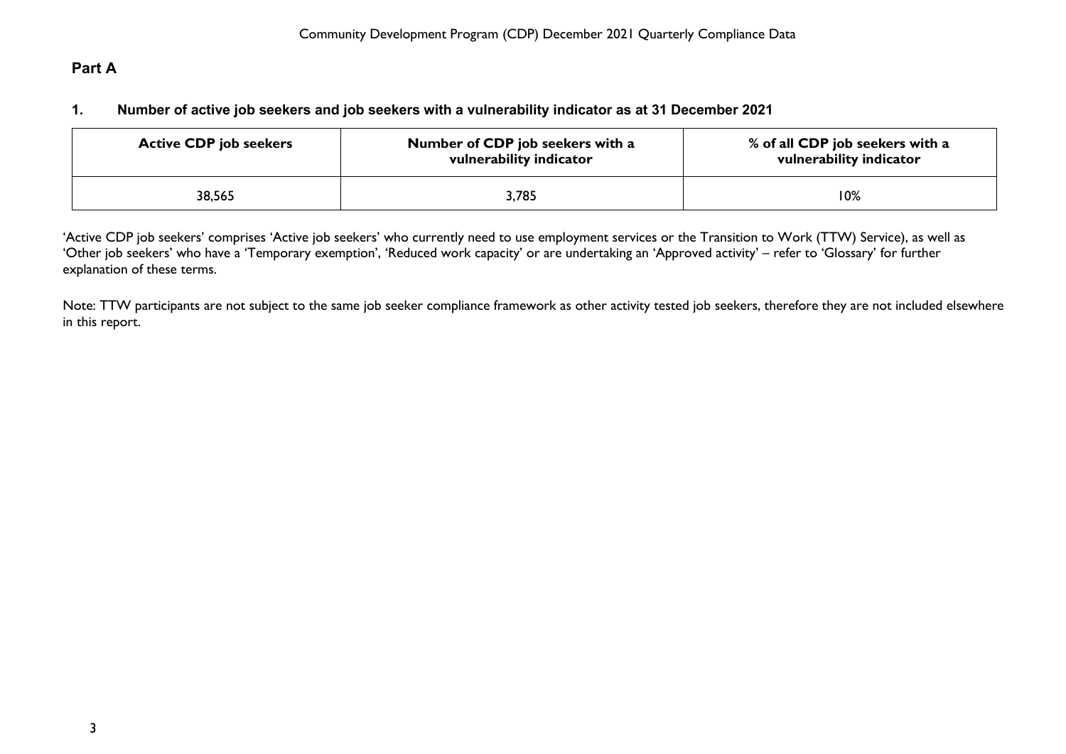## Part A

### 1. Number of active job seekers and job seekers with a vulnerability indicator as at 31 December 2021

| Active CDP job seekers | Number of CDP job seekers with a vulnerability indicator | % of all CDP job seekers with a vulnerability indicator |
|---|---|---|
| 38,565 | 3,785 | 10% |

'Active CDP job seekers' comprises 'Active job seekers' who currently need to use employment services or the Transition to Work (TTW) Service), as well as 'Other job seekers' who have a 'Temporary exemption', 'Reduced work capacity' or are undertaking an 'Approved activity' – refer to 'Glossary' for further explanation of these terms.

Note: TTW participants are not subject to the same job seeker compliance framework as other activity tested job seekers, therefore they are not included elsewhere in this report.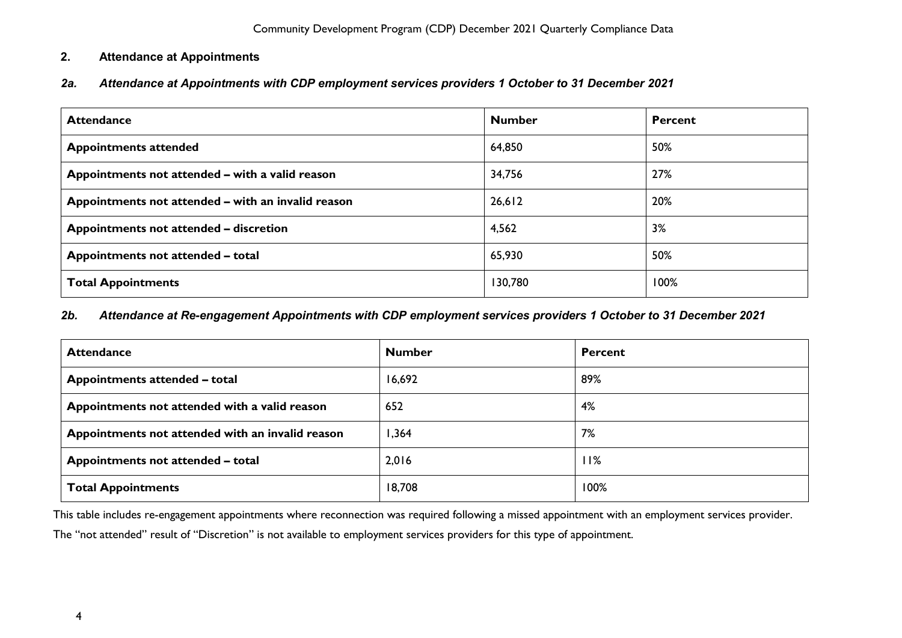## 2. Attendance at Appointments

### *2a. Attendance at Appointments with CDP employment services providers 1 October to 31 December 2021*

| Attendance | Number | Percent |
|---|---|---|
| **Appointments attended** | 64,850 | 50% |
| **Appointments not attended – with a valid reason** | 34,756 | 27% |
| **Appointments not attended – with an invalid reason** | 26,612 | 20% |
| **Appointments not attended – discretion** | 4,562 | 3% |
| **Appointments not attended – total** | 65,930 | 50% |
| **Total Appointments** | 130,780 | 100% |

### *2b. Attendance at Re-engagement Appointments with CDP employment services providers 1 October to 31 December 2021*

| Attendance | Number | Percent |
|---|---|---|
| **Appointments attended – total** | 16,692 | 89% |
| **Appointments not attended with a valid reason** | 652 | 4% |
| **Appointments not attended with an invalid reason** | 1,364 | 7% |
| **Appointments not attended – total** | 2,016 | 11% |
| **Total Appointments** | 18,708 | 100% |

This table includes re-engagement appointments where reconnection was required following a missed appointment with an employment services provider.

The "not attended" result of "Discretion" is not available to employment services providers for this type of appointment.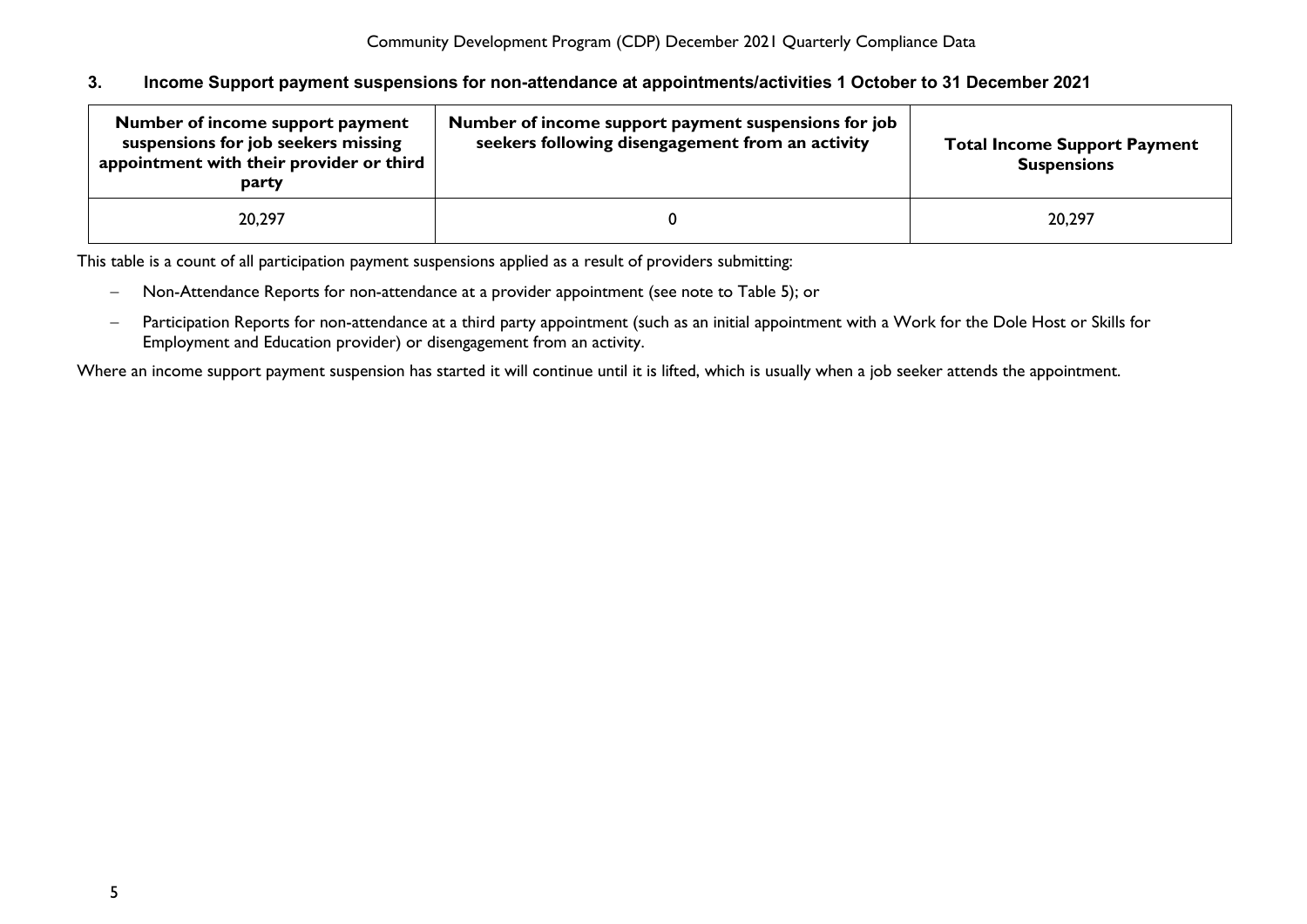### 3. Income Support payment suspensions for non-attendance at appointments/activities 1 October to 31 December 2021

| Number of income support payment suspensions for job seekers missing appointment with their provider or third party | Number of income support payment suspensions for job seekers following disengagement from an activity | Total Income Support Payment Suspensions |
|---|---|---|
| 20,297 | 0 | 20,297 |

This table is a count of all participation payment suspensions applied as a result of providers submitting:

- Non-Attendance Reports for non-attendance at a provider appointment (see note to Table 5); or
- Participation Reports for non-attendance at a third party appointment (such as an initial appointment with a Work for the Dole Host or Skills for Employment and Education provider) or disengagement from an activity.

Where an income support payment suspension has started it will continue until it is lifted, which is usually when a job seeker attends the appointment.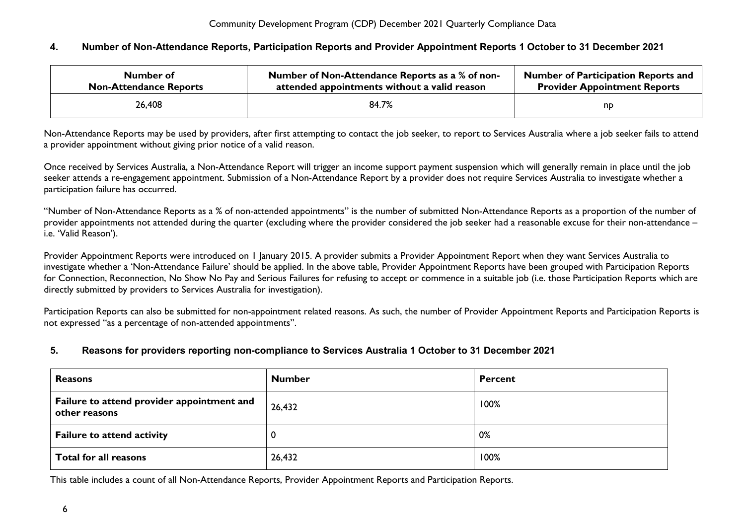## 4. Number of Non-Attendance Reports, Participation Reports and Provider Appointment Reports 1 October to 31 December 2021

| Number of Non-Attendance Reports | Number of Non-Attendance Reports as a % of non-attended appointments without a valid reason | Number of Participation Reports and Provider Appointment Reports |
|---|---|---|
| 26,408 | 84.7% | np |

Non-Attendance Reports may be used by providers, after first attempting to contact the job seeker, to report to Services Australia where a job seeker fails to attend a provider appointment without giving prior notice of a valid reason.

Once received by Services Australia, a Non-Attendance Report will trigger an income support payment suspension which will generally remain in place until the job seeker attends a re-engagement appointment. Submission of a Non-Attendance Report by a provider does not require Services Australia to investigate whether a participation failure has occurred.

"Number of Non-Attendance Reports as a % of non-attended appointments" is the number of submitted Non-Attendance Reports as a proportion of the number of provider appointments not attended during the quarter (excluding where the provider considered the job seeker had a reasonable excuse for their non-attendance – i.e. 'Valid Reason').

Provider Appointment Reports were introduced on 1 January 2015. A provider submits a Provider Appointment Report when they want Services Australia to investigate whether a 'Non-Attendance Failure' should be applied. In the above table, Provider Appointment Reports have been grouped with Participation Reports for Connection, Reconnection, No Show No Pay and Serious Failures for refusing to accept or commence in a suitable job (i.e. those Participation Reports which are directly submitted by providers to Services Australia for investigation).

Participation Reports can also be submitted for non-appointment related reasons. As such, the number of Provider Appointment Reports and Participation Reports is not expressed "as a percentage of non-attended appointments".

## 5. Reasons for providers reporting non-compliance to Services Australia 1 October to 31 December 2021

| Reasons | Number | Percent |
|---|---|---|
| **Failure to attend provider appointment and other reasons** | 26,432 | 100% |
| **Failure to attend activity** | 0 | 0% |
| **Total for all reasons** | 26,432 | 100% |

This table includes a count of all Non-Attendance Reports, Provider Appointment Reports and Participation Reports.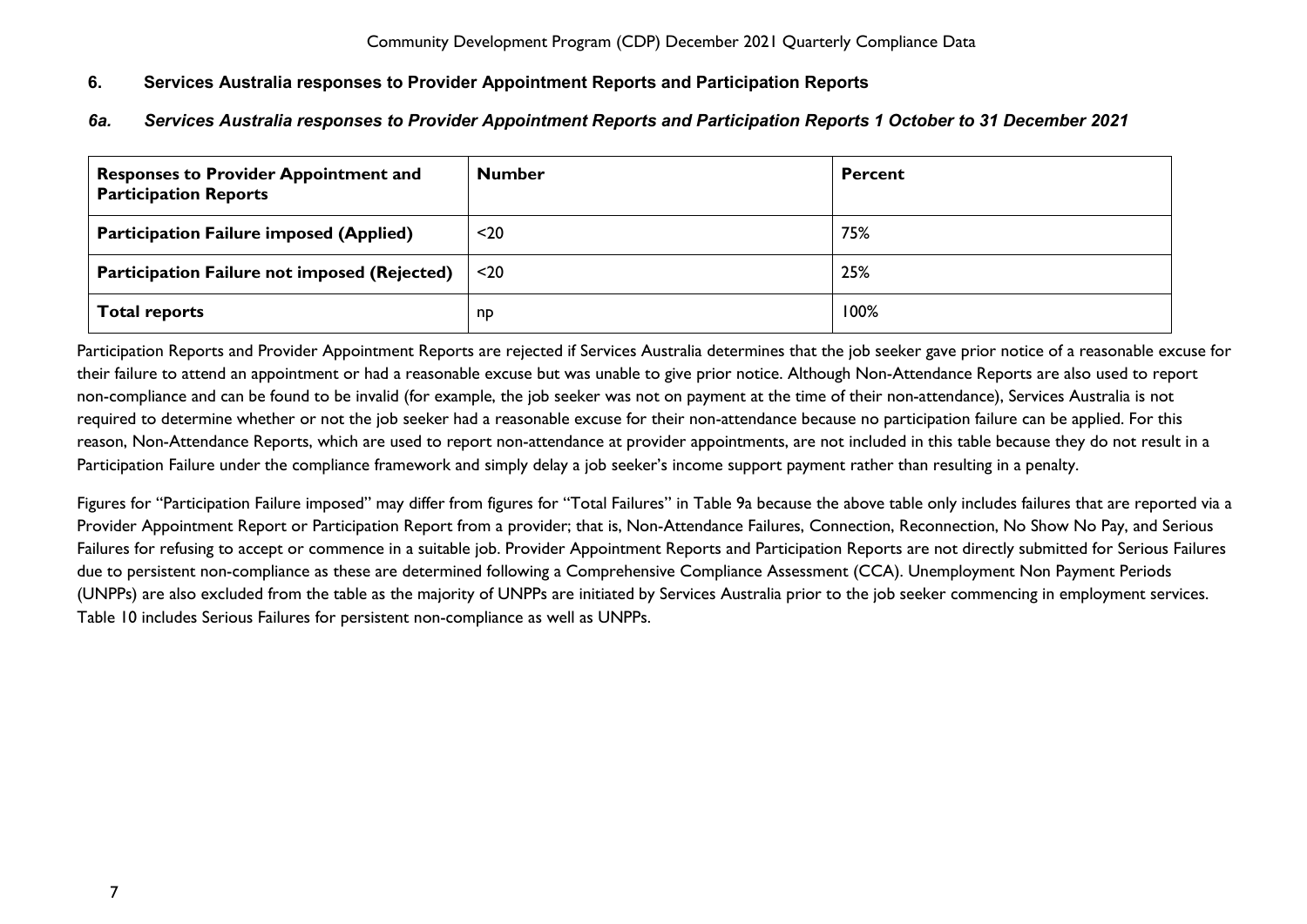## 6. Services Australia responses to Provider Appointment Reports and Participation Reports

### *6a. Services Australia responses to Provider Appointment Reports and Participation Reports 1 October to 31 December 2021*

| Responses to Provider Appointment and Participation Reports | Number | Percent |
|---|---|---|
| **Participation Failure imposed (Applied)** | <20 | 75% |
| **Participation Failure not imposed (Rejected)** | <20 | 25% |
| **Total reports** | np | 100% |

Participation Reports and Provider Appointment Reports are rejected if Services Australia determines that the job seeker gave prior notice of a reasonable excuse for their failure to attend an appointment or had a reasonable excuse but was unable to give prior notice. Although Non-Attendance Reports are also used to report non-compliance and can be found to be invalid (for example, the job seeker was not on payment at the time of their non-attendance), Services Australia is not required to determine whether or not the job seeker had a reasonable excuse for their non-attendance because no participation failure can be applied. For this reason, Non-Attendance Reports, which are used to report non-attendance at provider appointments, are not included in this table because they do not result in a Participation Failure under the compliance framework and simply delay a job seeker's income support payment rather than resulting in a penalty.

Figures for "Participation Failure imposed" may differ from figures for "Total Failures" in Table 9a because the above table only includes failures that are reported via a Provider Appointment Report or Participation Report from a provider; that is, Non-Attendance Failures, Connection, Reconnection, No Show No Pay, and Serious Failures for refusing to accept or commence in a suitable job. Provider Appointment Reports and Participation Reports are not directly submitted for Serious Failures due to persistent non-compliance as these are determined following a Comprehensive Compliance Assessment (CCA). Unemployment Non Payment Periods (UNPPs) are also excluded from the table as the majority of UNPPs are initiated by Services Australia prior to the job seeker commencing in employment services. Table 10 includes Serious Failures for persistent non-compliance as well as UNPPs.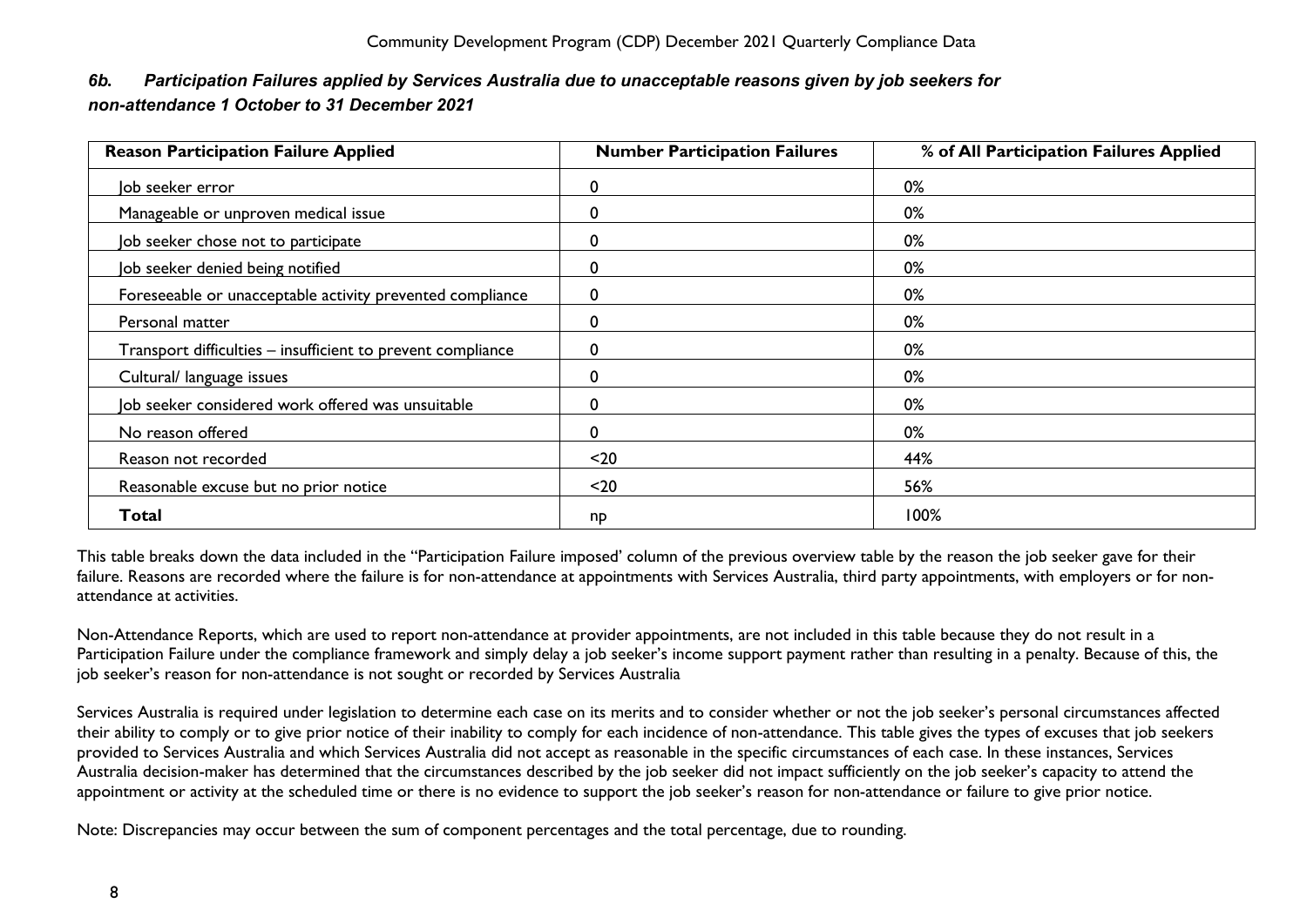### *6b. Participation Failures applied by Services Australia due to unacceptable reasons given by job seekers for non-attendance 1 October to 31 December 2021*

| Reason Participation Failure Applied | Number Participation Failures | % of All Participation Failures Applied |
|---|---|---|
| Job seeker error | 0 | 0% |
| Manageable or unproven medical issue | 0 | 0% |
| Job seeker chose not to participate | 0 | 0% |
| Job seeker denied being notified | 0 | 0% |
| Foreseeable or unacceptable activity prevented compliance | 0 | 0% |
| Personal matter | 0 | 0% |
| Transport difficulties – insufficient to prevent compliance | 0 | 0% |
| Cultural/ language issues | 0 | 0% |
| Job seeker considered work offered was unsuitable | 0 | 0% |
| No reason offered | 0 | 0% |
| Reason not recorded | <20 | 44% |
| Reasonable excuse but no prior notice | <20 | 56% |
| **Total** | np | 100% |

This table breaks down the data included in the "Participation Failure imposed' column of the previous overview table by the reason the job seeker gave for their failure. Reasons are recorded where the failure is for non-attendance at appointments with Services Australia, third party appointments, with employers or for non-attendance at activities.

Non-Attendance Reports, which are used to report non-attendance at provider appointments, are not included in this table because they do not result in a Participation Failure under the compliance framework and simply delay a job seeker's income support payment rather than resulting in a penalty. Because of this, the job seeker's reason for non-attendance is not sought or recorded by Services Australia

Services Australia is required under legislation to determine each case on its merits and to consider whether or not the job seeker's personal circumstances affected their ability to comply or to give prior notice of their inability to comply for each incidence of non-attendance. This table gives the types of excuses that job seekers provided to Services Australia and which Services Australia did not accept as reasonable in the specific circumstances of each case. In these instances, Services Australia decision-maker has determined that the circumstances described by the job seeker did not impact sufficiently on the job seeker's capacity to attend the appointment or activity at the scheduled time or there is no evidence to support the job seeker's reason for non-attendance or failure to give prior notice.

Note: Discrepancies may occur between the sum of component percentages and the total percentage, due to rounding.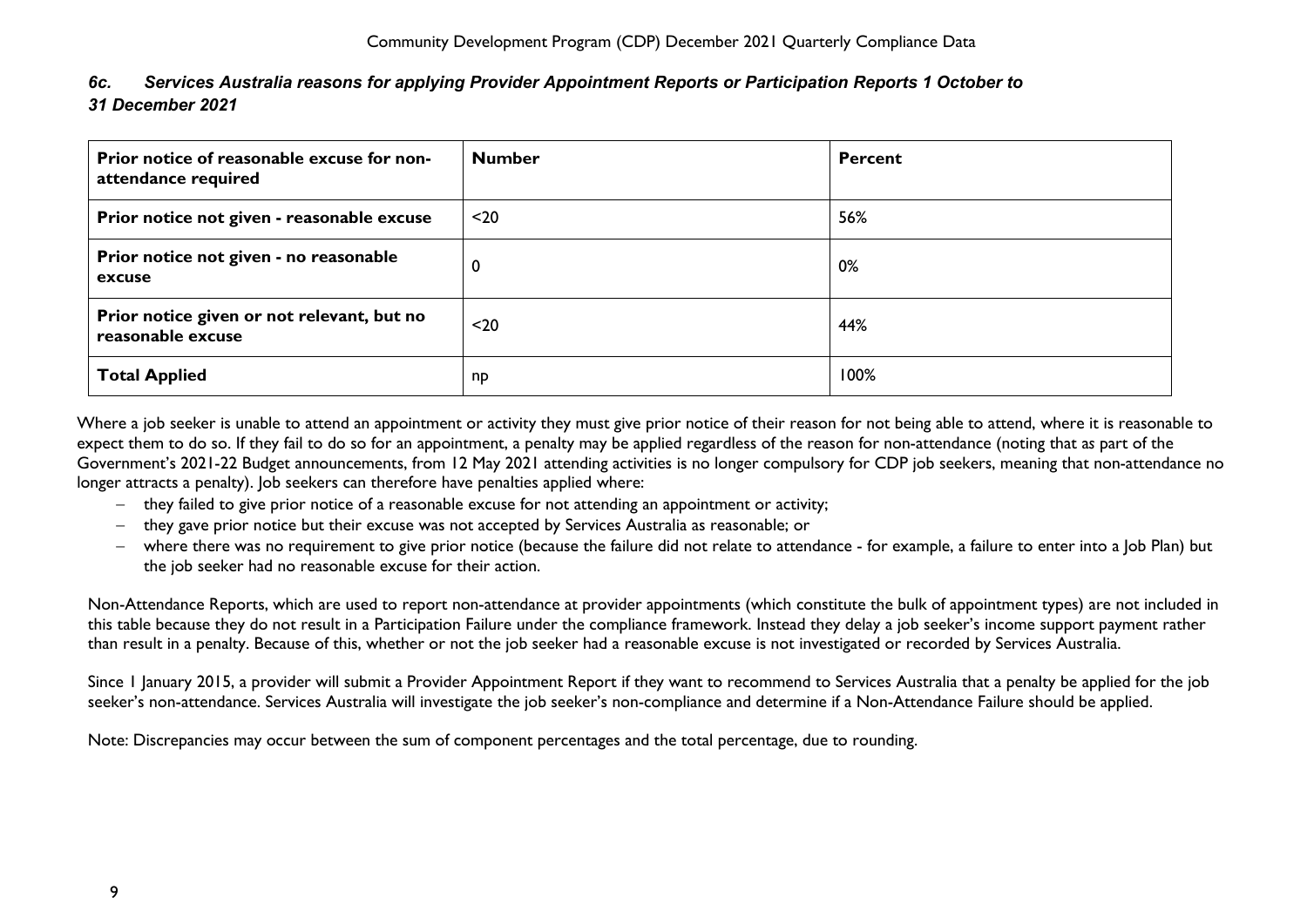### *6c. Services Australia reasons for applying Provider Appointment Reports or Participation Reports 1 October to 31 December 2021*

| Prior notice of reasonable excuse for non-attendance required | Number | Percent |
|---|---|---|
| Prior notice not given - reasonable excuse | <20 | 56% |
| Prior notice not given - no reasonable excuse | 0 | 0% |
| Prior notice given or not relevant, but no reasonable excuse | <20 | 44% |
| Total Applied | np | 100% |

Where a job seeker is unable to attend an appointment or activity they must give prior notice of their reason for not being able to attend, where it is reasonable to expect them to do so. If they fail to do so for an appointment, a penalty may be applied regardless of the reason for non-attendance (noting that as part of the Government's 2021-22 Budget announcements, from 12 May 2021 attending activities is no longer compulsory for CDP job seekers, meaning that non-attendance no longer attracts a penalty). Job seekers can therefore have penalties applied where:

- they failed to give prior notice of a reasonable excuse for not attending an appointment or activity;
- they gave prior notice but their excuse was not accepted by Services Australia as reasonable; or
- where there was no requirement to give prior notice (because the failure did not relate to attendance - for example, a failure to enter into a Job Plan) but the job seeker had no reasonable excuse for their action.

Non-Attendance Reports, which are used to report non-attendance at provider appointments (which constitute the bulk of appointment types) are not included in this table because they do not result in a Participation Failure under the compliance framework. Instead they delay a job seeker's income support payment rather than result in a penalty. Because of this, whether or not the job seeker had a reasonable excuse is not investigated or recorded by Services Australia.

Since 1 January 2015, a provider will submit a Provider Appointment Report if they want to recommend to Services Australia that a penalty be applied for the job seeker's non-attendance. Services Australia will investigate the job seeker's non-compliance and determine if a Non-Attendance Failure should be applied.

Note: Discrepancies may occur between the sum of component percentages and the total percentage, due to rounding.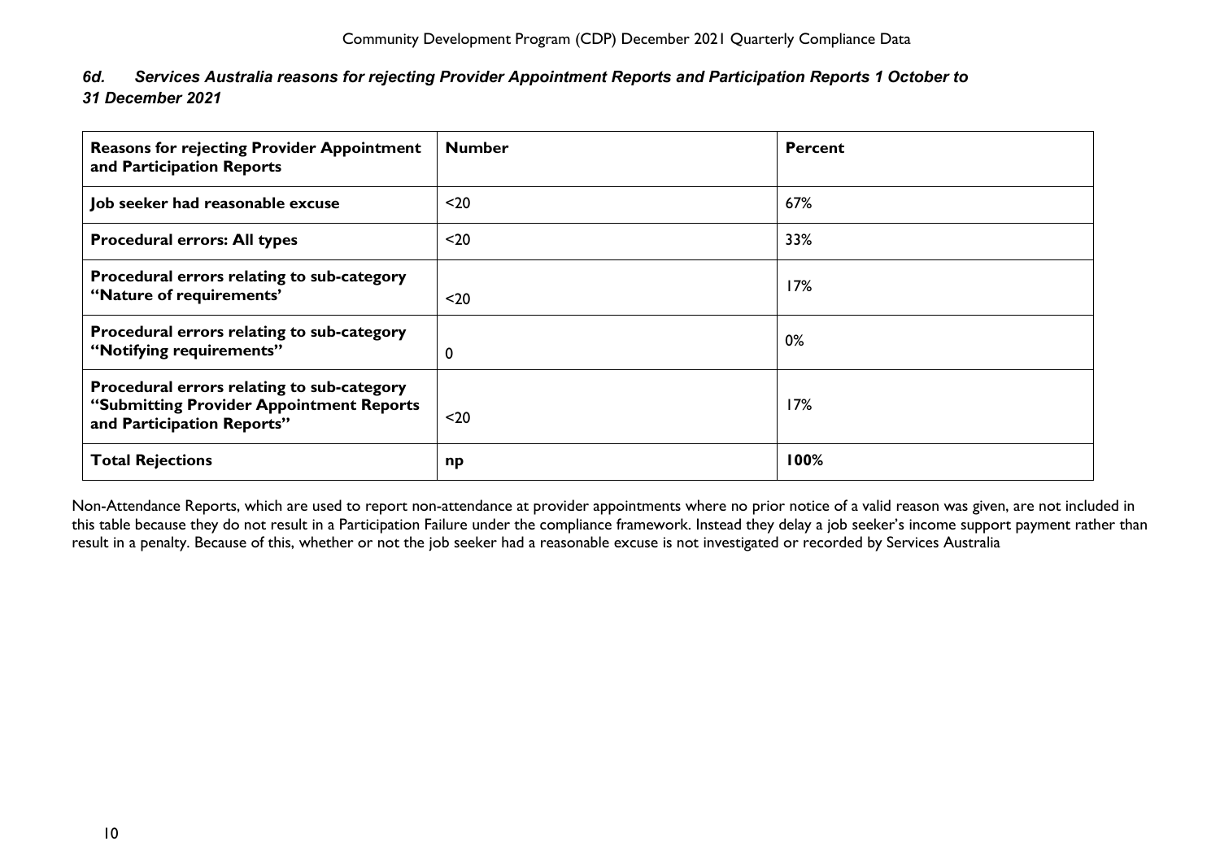### *6d. Services Australia reasons for rejecting Provider Appointment Reports and Participation Reports 1 October to 31 December 2021*

| Reasons for rejecting Provider Appointment and Participation Reports | Number | Percent |
|---|---|---|
| **Job seeker had reasonable excuse** | <20 | 67% |
| **Procedural errors: All types** | <20 | 33% |
| **Procedural errors relating to sub-category "Nature of requirements'** | <20 | 17% |
| **Procedural errors relating to sub-category "Notifying requirements"** | 0 | 0% |
| **Procedural errors relating to sub-category "Submitting Provider Appointment Reports and Participation Reports"** | <20 | 17% |
| **Total Rejections** | **np** | **100%** |

Non-Attendance Reports, which are used to report non-attendance at provider appointments where no prior notice of a valid reason was given, are not included in this table because they do not result in a Participation Failure under the compliance framework. Instead they delay a job seeker's income support payment rather than result in a penalty. Because of this, whether or not the job seeker had a reasonable excuse is not investigated or recorded by Services Australia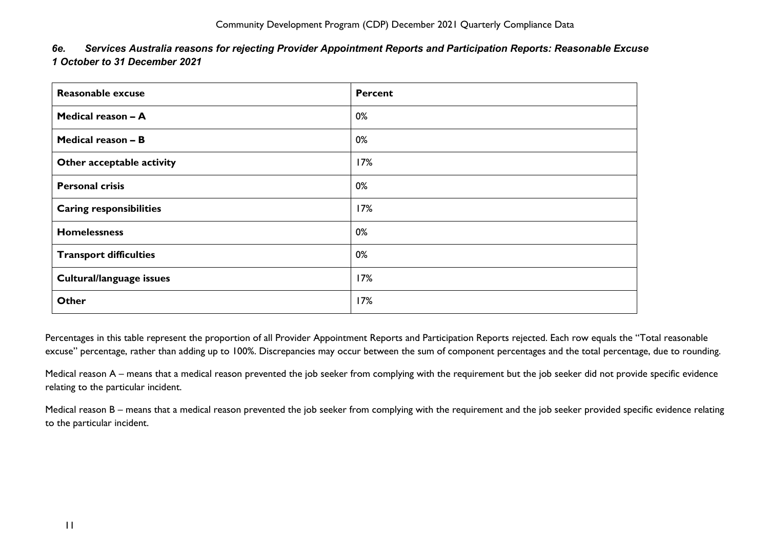### *6e. Services Australia reasons for rejecting Provider Appointment Reports and Participation Reports: Reasonable Excuse 1 October to 31 December 2021*

| Reasonable excuse | Percent |
|---|---|
| **Medical reason – A** | 0% |
| **Medical reason – B** | 0% |
| **Other acceptable activity** | 17% |
| **Personal crisis** | 0% |
| **Caring responsibilities** | 17% |
| **Homelessness** | 0% |
| **Transport difficulties** | 0% |
| **Cultural/language issues** | 17% |
| **Other** | 17% |

Percentages in this table represent the proportion of all Provider Appointment Reports and Participation Reports rejected. Each row equals the "Total reasonable excuse" percentage, rather than adding up to 100%. Discrepancies may occur between the sum of component percentages and the total percentage, due to rounding.

Medical reason A – means that a medical reason prevented the job seeker from complying with the requirement but the job seeker did not provide specific evidence relating to the particular incident.

Medical reason B – means that a medical reason prevented the job seeker from complying with the requirement and the job seeker provided specific evidence relating to the particular incident.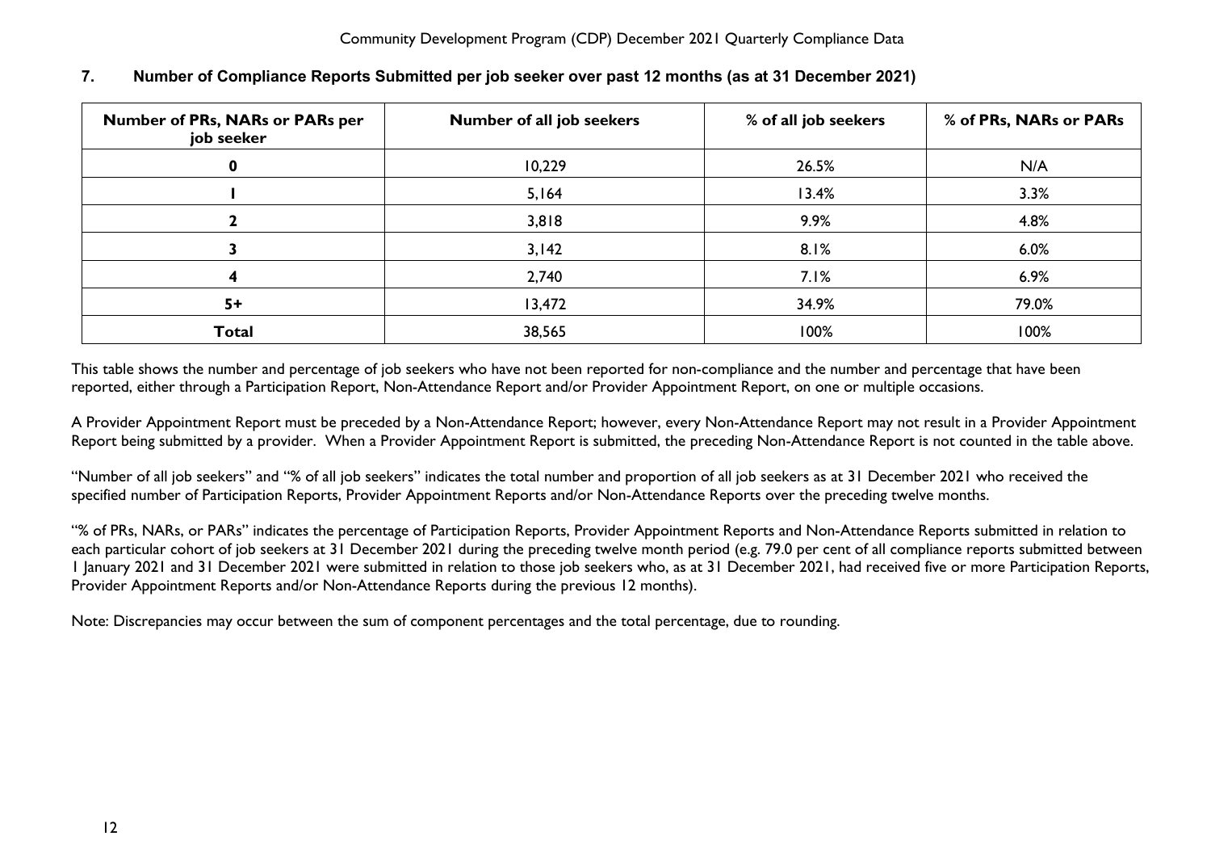## 7. Number of Compliance Reports Submitted per job seeker over past 12 months (as at 31 December 2021)

| Number of PRs, NARs or PARs per job seeker | Number of all job seekers | % of all job seekers | % of PRs, NARs or PARs |
|---|---|---|---|
| 0 | 10,229 | 26.5% | N/A |
| 1 | 5,164 | 13.4% | 3.3% |
| 2 | 3,818 | 9.9% | 4.8% |
| 3 | 3,142 | 8.1% | 6.0% |
| 4 | 2,740 | 7.1% | 6.9% |
| 5+ | 13,472 | 34.9% | 79.0% |
| **Total** | 38,565 | 100% | 100% |

This table shows the number and percentage of job seekers who have not been reported for non-compliance and the number and percentage that have been reported, either through a Participation Report, Non-Attendance Report and/or Provider Appointment Report, on one or multiple occasions.

A Provider Appointment Report must be preceded by a Non-Attendance Report; however, every Non-Attendance Report may not result in a Provider Appointment Report being submitted by a provider. When a Provider Appointment Report is submitted, the preceding Non-Attendance Report is not counted in the table above.

"Number of all job seekers" and "% of all job seekers" indicates the total number and proportion of all job seekers as at 31 December 2021 who received the specified number of Participation Reports, Provider Appointment Reports and/or Non-Attendance Reports over the preceding twelve months.

"% of PRs, NARs, or PARs" indicates the percentage of Participation Reports, Provider Appointment Reports and Non-Attendance Reports submitted in relation to each particular cohort of job seekers at 31 December 2021 during the preceding twelve month period (e.g. 79.0 per cent of all compliance reports submitted between 1 January 2021 and 31 December 2021 were submitted in relation to those job seekers who, as at 31 December 2021, had received five or more Participation Reports, Provider Appointment Reports and/or Non-Attendance Reports during the previous 12 months).

Note: Discrepancies may occur between the sum of component percentages and the total percentage, due to rounding.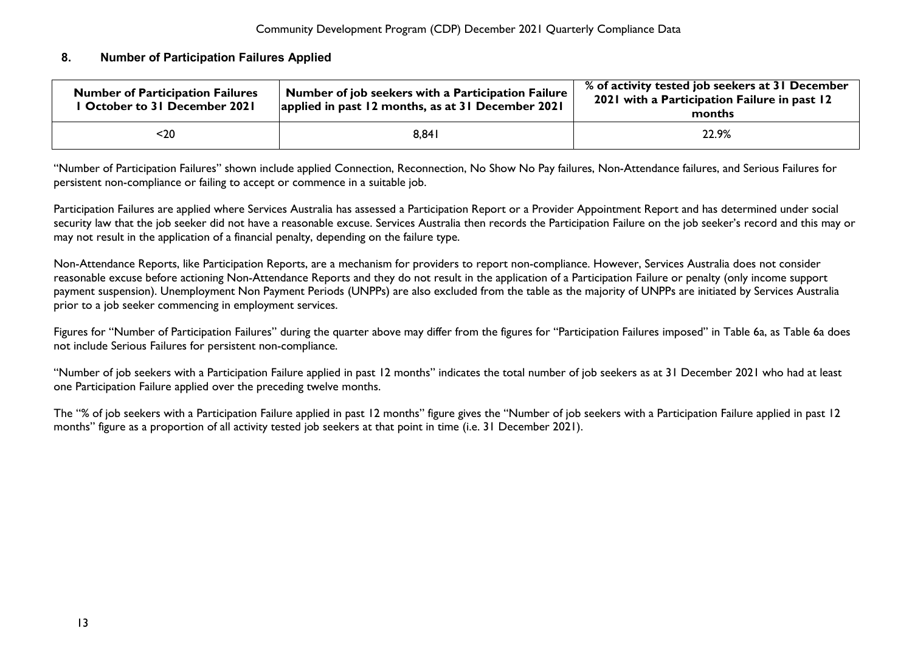## 8. Number of Participation Failures Applied

| Number of Participation Failures 1 October to 31 December 2021 | Number of job seekers with a Participation Failure applied in past 12 months, as at 31 December 2021 | % of activity tested job seekers at 31 December 2021 with a Participation Failure in past 12 months |
|---|---|---|
| <20 | 8,841 | 22.9% |

"Number of Participation Failures" shown include applied Connection, Reconnection, No Show No Pay failures, Non-Attendance failures, and Serious Failures for persistent non-compliance or failing to accept or commence in a suitable job.

Participation Failures are applied where Services Australia has assessed a Participation Report or a Provider Appointment Report and has determined under social security law that the job seeker did not have a reasonable excuse. Services Australia then records the Participation Failure on the job seeker's record and this may or may not result in the application of a financial penalty, depending on the failure type.

Non-Attendance Reports, like Participation Reports, are a mechanism for providers to report non-compliance. However, Services Australia does not consider reasonable excuse before actioning Non-Attendance Reports and they do not result in the application of a Participation Failure or penalty (only income support payment suspension). Unemployment Non Payment Periods (UNPPs) are also excluded from the table as the majority of UNPPs are initiated by Services Australia prior to a job seeker commencing in employment services.

Figures for "Number of Participation Failures" during the quarter above may differ from the figures for "Participation Failures imposed" in Table 6a, as Table 6a does not include Serious Failures for persistent non-compliance.

"Number of job seekers with a Participation Failure applied in past 12 months" indicates the total number of job seekers as at 31 December 2021 who had at least one Participation Failure applied over the preceding twelve months.

The "% of job seekers with a Participation Failure applied in past 12 months" figure gives the "Number of job seekers with a Participation Failure applied in past 12 months" figure as a proportion of all activity tested job seekers at that point in time (i.e. 31 December 2021).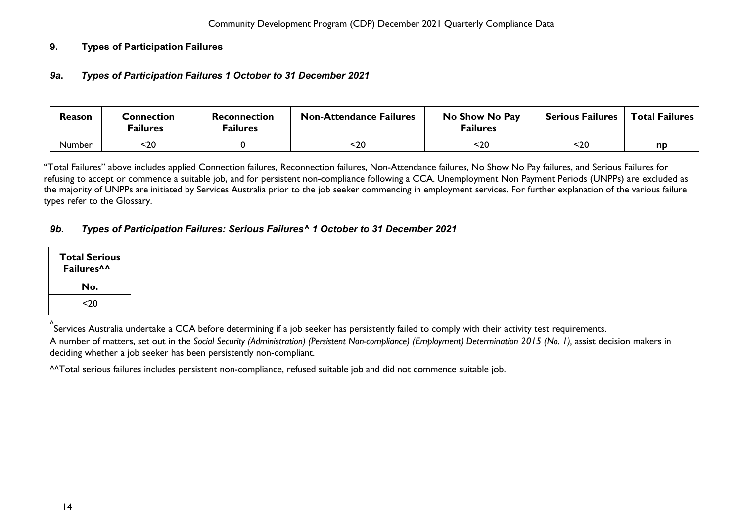## 9. Types of Participation Failures

### *9a. Types of Participation Failures 1 October to 31 December 2021*

| Reason | Connection Failures | Reconnection Failures | Non-Attendance Failures | No Show No Pay Failures | Serious Failures | Total Failures |
|---|---|---|---|---|---|---|
| Number | <20 | 0 | <20 | <20 | <20 | **np** |

"Total Failures" above includes applied Connection failures, Reconnection failures, Non-Attendance failures, No Show No Pay failures, and Serious Failures for refusing to accept or commence a suitable job, and for persistent non-compliance following a CCA. Unemployment Non Payment Periods (UNPPs) are excluded as the majority of UNPPs are initiated by Services Australia prior to the job seeker commencing in employment services. For further explanation of the various failure types refer to the Glossary.

### *9b. Types of Participation Failures: Serious Failures^ 1 October to 31 December 2021*

| Total Serious Failures^^ |
|---|
| **No.** |
| <20 |

^Services Australia undertake a CCA before determining if a job seeker has persistently failed to comply with their activity test requirements.

A number of matters, set out in the *Social Security (Administration) (Persistent Non-compliance) (Employment) Determination 2015 (No. 1),* assist decision makers in deciding whether a job seeker has been persistently non-compliant.

^^Total serious failures includes persistent non-compliance, refused suitable job and did not commence suitable job.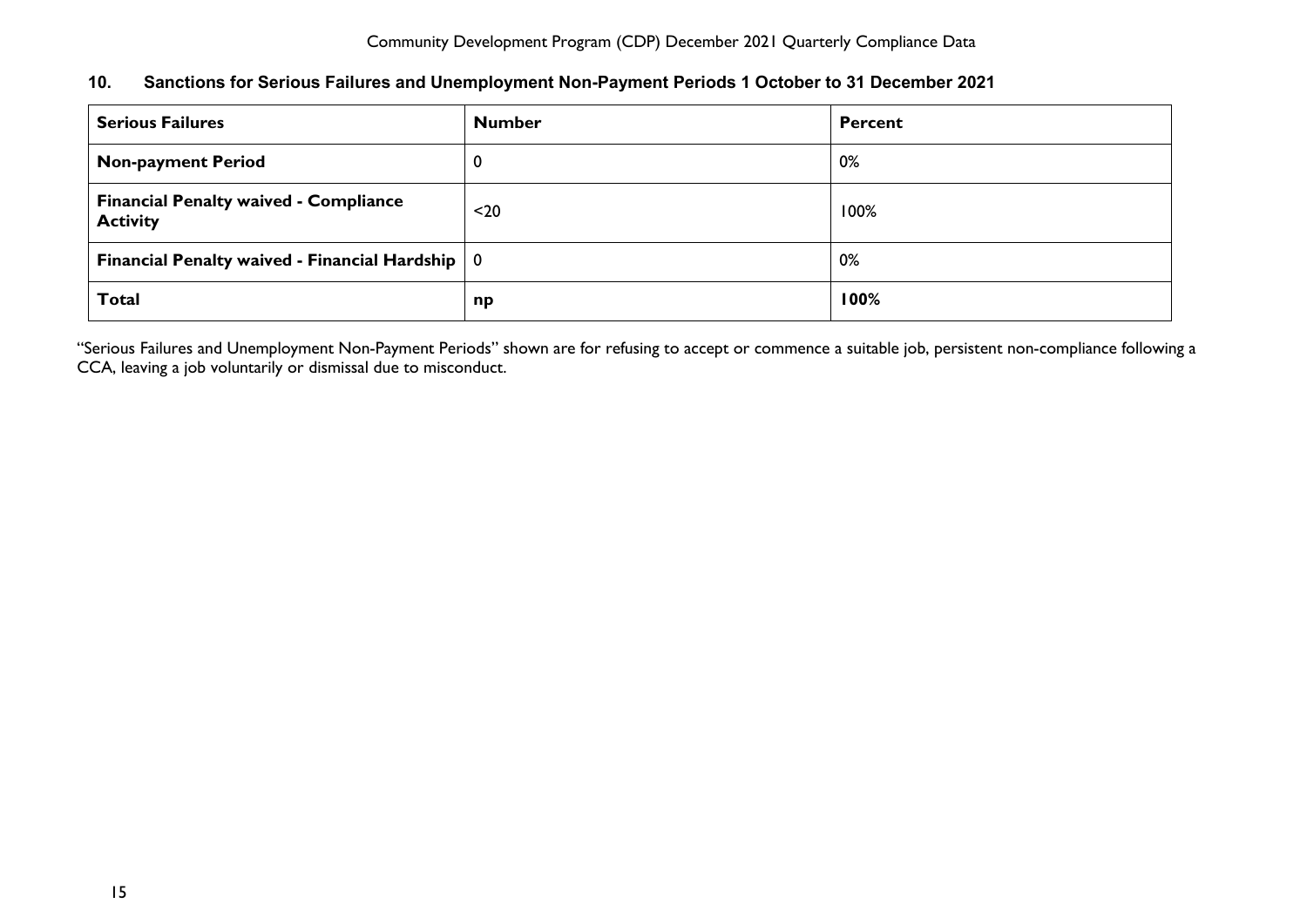## 10. Sanctions for Serious Failures and Unemployment Non-Payment Periods 1 October to 31 December 2021

| Serious Failures | Number | Percent |
|---|---|---|
| **Non-payment Period** | 0 | 0% |
| **Financial Penalty waived - Compliance Activity** | <20 | 100% |
| **Financial Penalty waived - Financial Hardship** | 0 | 0% |
| **Total** | **np** | **100%** |

"Serious Failures and Unemployment Non-Payment Periods" shown are for refusing to accept or commence a suitable job, persistent non-compliance following a CCA, leaving a job voluntarily or dismissal due to misconduct.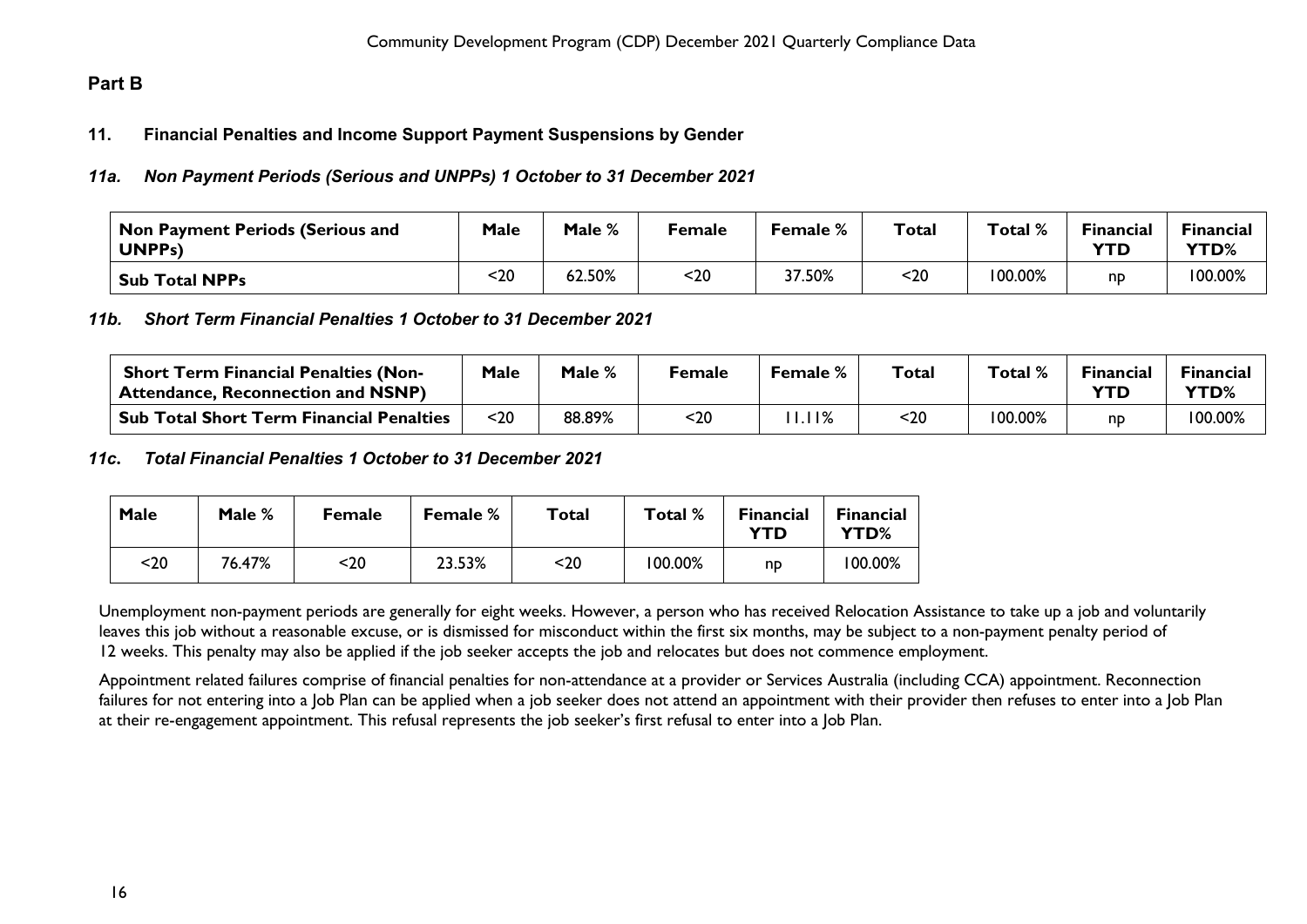## Part B

### 11. Financial Penalties and Income Support Payment Suspensions by Gender

#### *11a. Non Payment Periods (Serious and UNPPs) 1 October to 31 December 2021*

| Non Payment Periods (Serious and UNPPs) | Male | Male % | Female | Female % | Total | Total % | Financial YTD | Financial YTD% |
|---|---|---|---|---|---|---|---|---|
| Sub Total NPPs | <20 | 62.50% | <20 | 37.50% | <20 | 100.00% | np | 100.00% |

#### *11b. Short Term Financial Penalties 1 October to 31 December 2021*

| Short Term Financial Penalties (Non-Attendance, Reconnection and NSNP) | Male | Male % | Female | Female % | Total | Total % | Financial YTD | Financial YTD% |
|---|---|---|---|---|---|---|---|---|
| Sub Total Short Term Financial Penalties | <20 | 88.89% | <20 | 11.11% | <20 | 100.00% | np | 100.00% |

#### *11c. Total Financial Penalties 1 October to 31 December 2021*

| Male | Male % | Female | Female % | Total | Total % | Financial YTD | Financial YTD% |
|---|---|---|---|---|---|---|---|
| <20 | 76.47% | <20 | 23.53% | <20 | 100.00% | np | 100.00% |

Unemployment non-payment periods are generally for eight weeks. However, a person who has received Relocation Assistance to take up a job and voluntarily leaves this job without a reasonable excuse, or is dismissed for misconduct within the first six months, may be subject to a non-payment penalty period of 12 weeks. This penalty may also be applied if the job seeker accepts the job and relocates but does not commence employment.

Appointment related failures comprise of financial penalties for non-attendance at a provider or Services Australia (including CCA) appointment. Reconnection failures for not entering into a Job Plan can be applied when a job seeker does not attend an appointment with their provider then refuses to enter into a Job Plan at their re-engagement appointment. This refusal represents the job seeker's first refusal to enter into a Job Plan.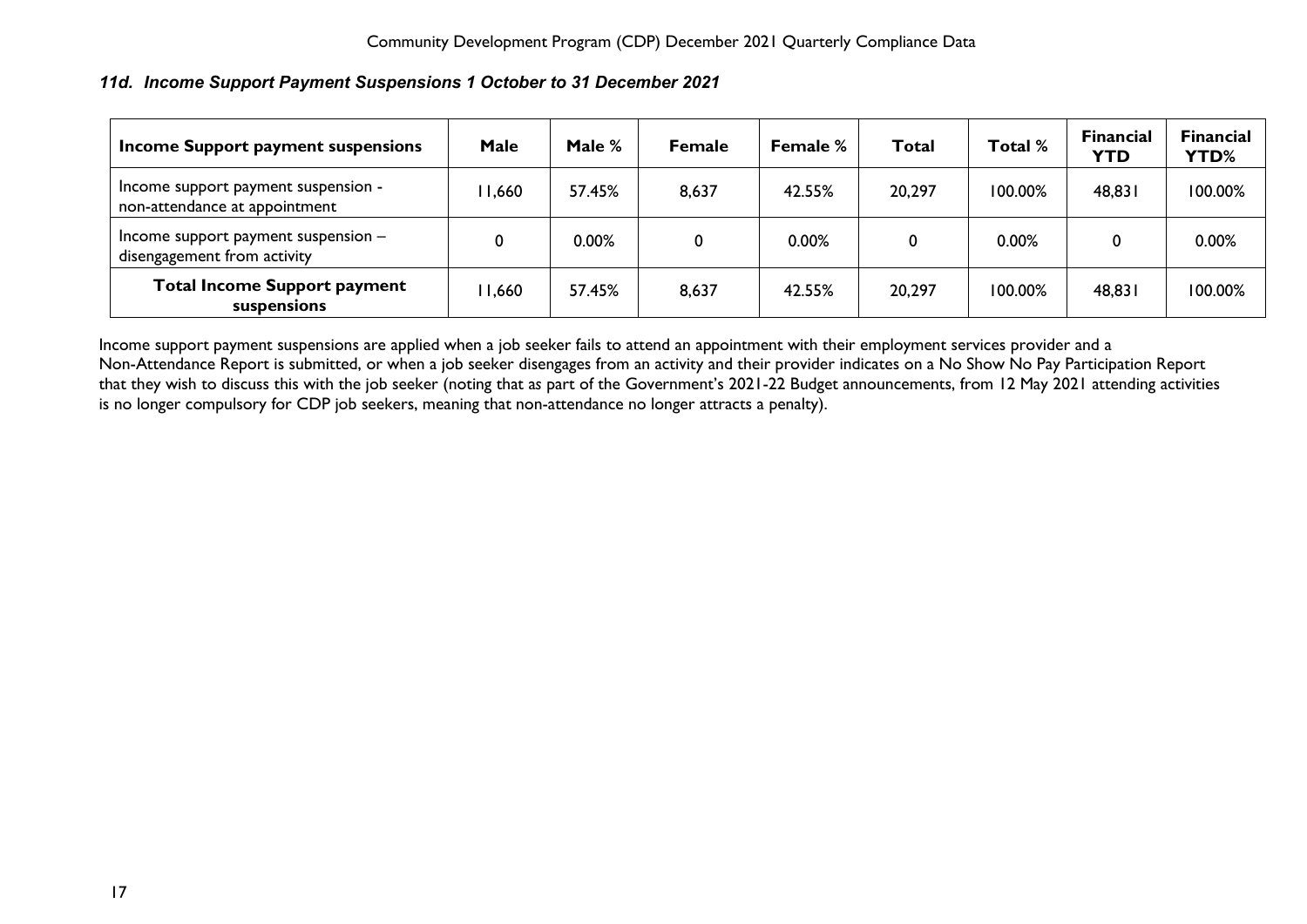### *11d. Income Support Payment Suspensions 1 October to 31 December 2021*

| Income Support payment suspensions | Male | Male % | Female | Female % | Total | Total % | Financial YTD | Financial YTD% |
|---|---|---|---|---|---|---|---|---|
| Income support payment suspension - non-attendance at appointment | 11,660 | 57.45% | 8,637 | 42.55% | 20,297 | 100.00% | 48,831 | 100.00% |
| Income support payment suspension – disengagement from activity | 0 | 0.00% | 0 | 0.00% | 0 | 0.00% | 0 | 0.00% |
| **Total Income Support payment suspensions** | 11,660 | 57.45% | 8,637 | 42.55% | 20,297 | 100.00% | 48,831 | 100.00% |

Income support payment suspensions are applied when a job seeker fails to attend an appointment with their employment services provider and a Non-Attendance Report is submitted, or when a job seeker disengages from an activity and their provider indicates on a No Show No Pay Participation Report that they wish to discuss this with the job seeker (noting that as part of the Government's 2021-22 Budget announcements, from 12 May 2021 attending activities is no longer compulsory for CDP job seekers, meaning that non-attendance no longer attracts a penalty).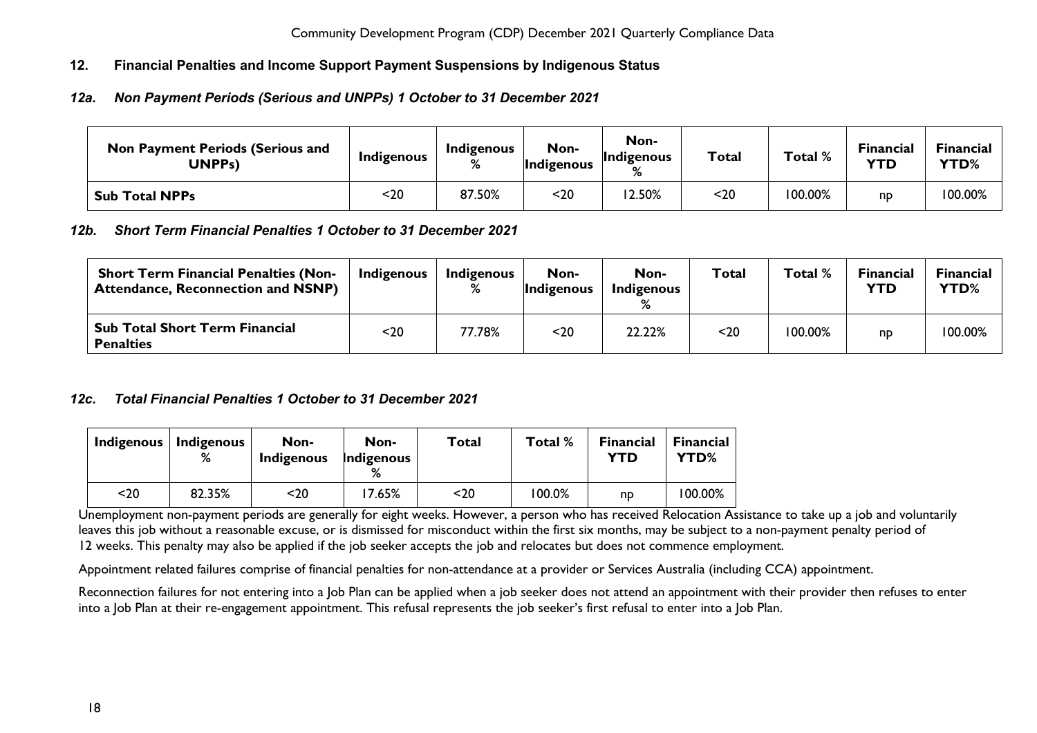## 12. Financial Penalties and Income Support Payment Suspensions by Indigenous Status

### *12a. Non Payment Periods (Serious and UNPPs) 1 October to 31 December 2021*

| Non Payment Periods (Serious and UNPPs) | Indigenous | Indigenous % | Non-Indigenous | Non-Indigenous % | Total | Total % | Financial YTD | Financial YTD% |
|---|---|---|---|---|---|---|---|---|
| **Sub Total NPPs** | <20 | 87.50% | <20 | 12.50% | <20 | 100.00% | np | 100.00% |

### *12b. Short Term Financial Penalties 1 October to 31 December 2021*

| Short Term Financial Penalties (Non-Attendance, Reconnection and NSNP) | Indigenous | Indigenous % | Non-Indigenous | Non-Indigenous % | Total | Total % | Financial YTD | Financial YTD% |
|---|---|---|---|---|---|---|---|---|
| **Sub Total Short Term Financial Penalties** | <20 | 77.78% | <20 | 22.22% | <20 | 100.00% | np | 100.00% |

### *12c. Total Financial Penalties 1 October to 31 December 2021*

| Indigenous | Indigenous % | Non-Indigenous | Non-Indigenous % | Total | Total % | Financial YTD | Financial YTD% |
|---|---|---|---|---|---|---|---|
| <20 | 82.35% | <20 | 17.65% | <20 | 100.0% | np | 100.00% |

Unemployment non-payment periods are generally for eight weeks. However, a person who has received Relocation Assistance to take up a job and voluntarily leaves this job without a reasonable excuse, or is dismissed for misconduct within the first six months, may be subject to a non-payment penalty period of 12 weeks. This penalty may also be applied if the job seeker accepts the job and relocates but does not commence employment.

Appointment related failures comprise of financial penalties for non-attendance at a provider or Services Australia (including CCA) appointment.

Reconnection failures for not entering into a Job Plan can be applied when a job seeker does not attend an appointment with their provider then refuses to enter into a Job Plan at their re-engagement appointment. This refusal represents the job seeker's first refusal to enter into a Job Plan.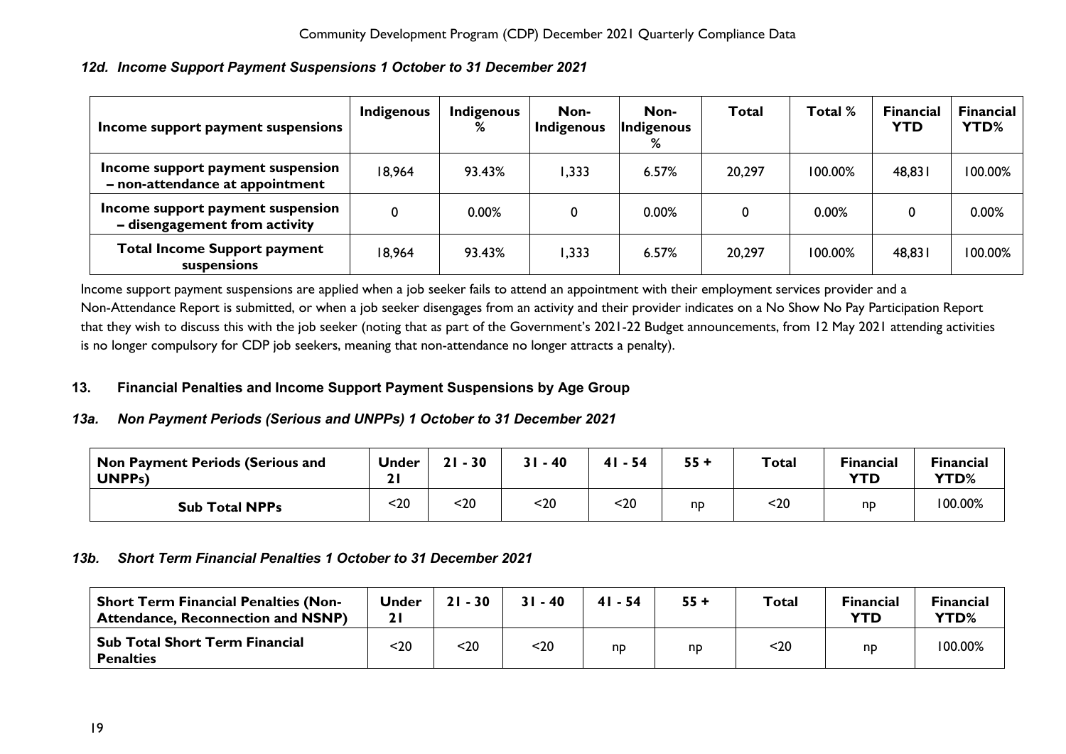### *12d. Income Support Payment Suspensions 1 October to 31 December 2021*

| Income support payment suspensions | Indigenous | Indigenous % | Non-Indigenous | Non-Indigenous % | Total | Total % | Financial YTD | Financial YTD% |
|---|---|---|---|---|---|---|---|---|
| Income support payment suspension – non-attendance at appointment | 18,964 | 93.43% | 1,333 | 6.57% | 20,297 | 100.00% | 48,831 | 100.00% |
| Income support payment suspension – disengagement from activity | 0 | 0.00% | 0 | 0.00% | 0 | 0.00% | 0 | 0.00% |
| Total Income Support payment suspensions | 18,964 | 93.43% | 1,333 | 6.57% | 20,297 | 100.00% | 48,831 | 100.00% |

Income support payment suspensions are applied when a job seeker fails to attend an appointment with their employment services provider and a Non-Attendance Report is submitted, or when a job seeker disengages from an activity and their provider indicates on a No Show No Pay Participation Report that they wish to discuss this with the job seeker (noting that as part of the Government's 2021-22 Budget announcements, from 12 May 2021 attending activities is no longer compulsory for CDP job seekers, meaning that non-attendance no longer attracts a penalty).

## 13. Financial Penalties and Income Support Payment Suspensions by Age Group

### *13a. Non Payment Periods (Serious and UNPPs) 1 October to 31 December 2021*

| Non Payment Periods (Serious and UNPPs) | Under 21 | 21 - 30 | 31 - 40 | 41 - 54 | 55 + | Total | Financial YTD | Financial YTD% |
|---|---|---|---|---|---|---|---|---|
| Sub Total NPPs | <20 | <20 | <20 | <20 | np | <20 | np | 100.00% |

### *13b. Short Term Financial Penalties 1 October to 31 December 2021*

| Short Term Financial Penalties (Non-Attendance, Reconnection and NSNP) | Under 21 | 21 - 30 | 31 - 40 | 41 - 54 | 55 + | Total | Financial YTD | Financial YTD% |
|---|---|---|---|---|---|---|---|---|
| Sub Total Short Term Financial Penalties | <20 | <20 | <20 | np | np | <20 | np | 100.00% |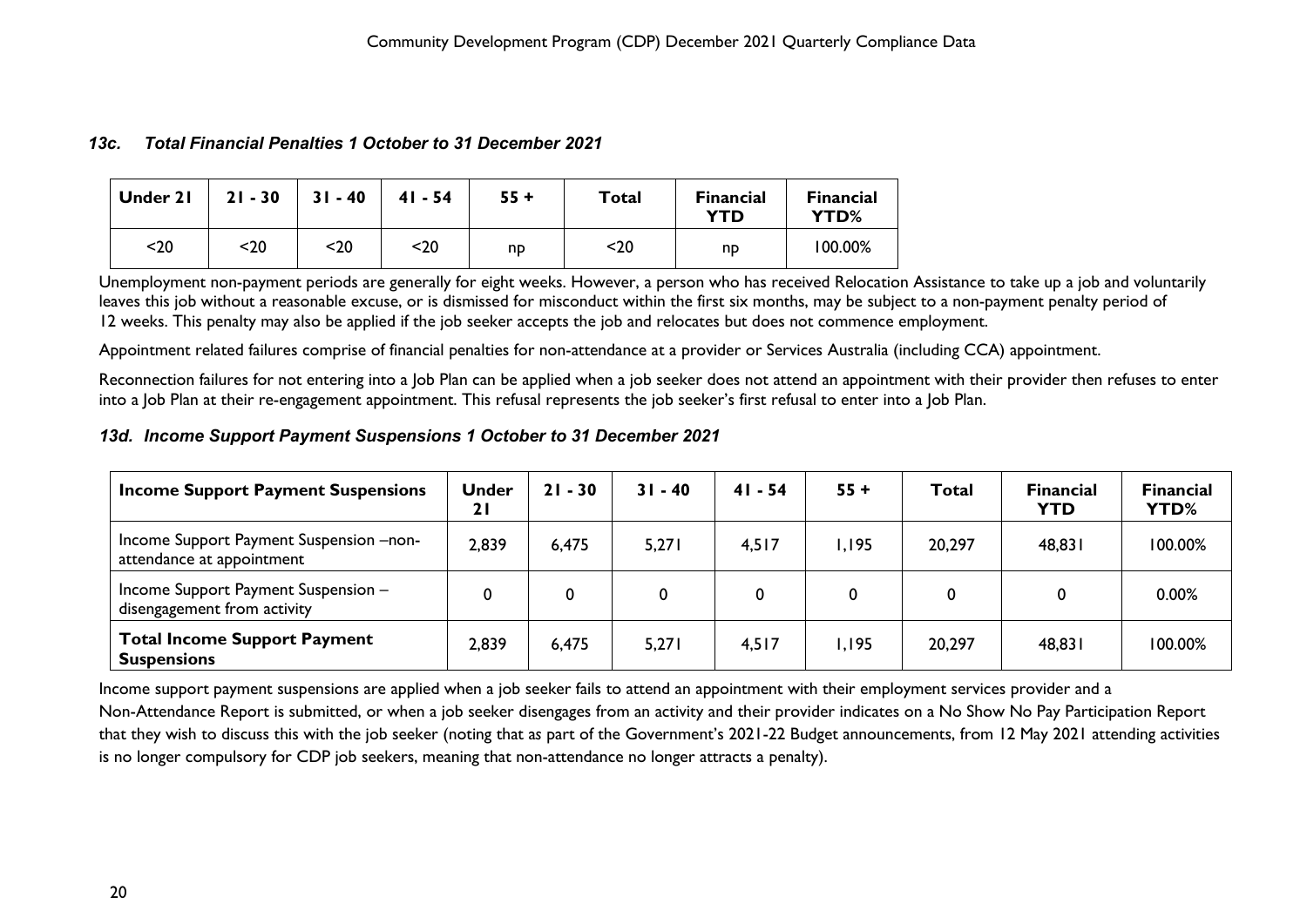### *13c. Total Financial Penalties 1 October to 31 December 2021*

| Under 21 | 21 - 30 | 31 - 40 | 41 - 54 | 55 + | Total | Financial YTD | Financial YTD% |
|---|---|---|---|---|---|---|---|
| <20 | <20 | <20 | <20 | np | <20 | np | 100.00% |

Unemployment non-payment periods are generally for eight weeks. However, a person who has received Relocation Assistance to take up a job and voluntarily leaves this job without a reasonable excuse, or is dismissed for misconduct within the first six months, may be subject to a non-payment penalty period of 12 weeks. This penalty may also be applied if the job seeker accepts the job and relocates but does not commence employment.

Appointment related failures comprise of financial penalties for non-attendance at a provider or Services Australia (including CCA) appointment.

Reconnection failures for not entering into a Job Plan can be applied when a job seeker does not attend an appointment with their provider then refuses to enter into a Job Plan at their re-engagement appointment. This refusal represents the job seeker's first refusal to enter into a Job Plan.

### *13d. Income Support Payment Suspensions 1 October to 31 December 2021*

| Income Support Payment Suspensions | Under 21 | 21 - 30 | 31 - 40 | 41 - 54 | 55 + | Total | Financial YTD | Financial YTD% |
|---|---|---|---|---|---|---|---|---|
| Income Support Payment Suspension –non-attendance at appointment | 2,839 | 6,475 | 5,271 | 4,517 | 1,195 | 20,297 | 48,831 | 100.00% |
| Income Support Payment Suspension – disengagement from activity | 0 | 0 | 0 | 0 | 0 | 0 | 0 | 0.00% |
| **Total Income Support Payment Suspensions** | 2,839 | 6,475 | 5,271 | 4,517 | 1,195 | 20,297 | 48,831 | 100.00% |

Income support payment suspensions are applied when a job seeker fails to attend an appointment with their employment services provider and a Non-Attendance Report is submitted, or when a job seeker disengages from an activity and their provider indicates on a No Show No Pay Participation Report that they wish to discuss this with the job seeker (noting that as part of the Government's 2021-22 Budget announcements, from 12 May 2021 attending activities is no longer compulsory for CDP job seekers, meaning that non-attendance no longer attracts a penalty).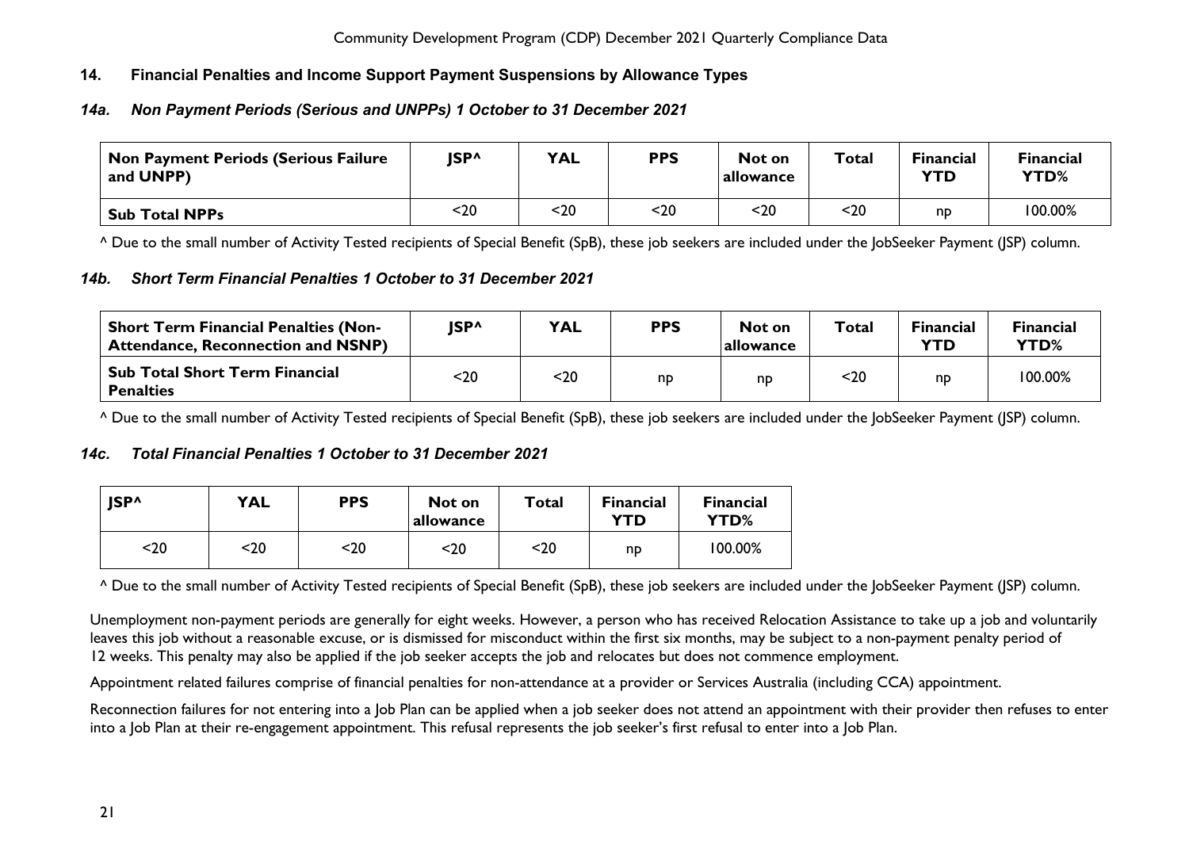## 14. Financial Penalties and Income Support Payment Suspensions by Allowance Types

### *14a. Non Payment Periods (Serious and UNPPs) 1 October to 31 December 2021*

| Non Payment Periods (Serious Failure and UNPP) | JSP^ | YAL | PPS | Not on allowance | Total | Financial YTD | Financial YTD% |
|---|---|---|---|---|---|---|---|
| **Sub Total NPPs** | <20 | <20 | <20 | <20 | <20 | np | 100.00% |

^ Due to the small number of Activity Tested recipients of Special Benefit (SpB), these job seekers are included under the JobSeeker Payment (JSP) column.

### *14b. Short Term Financial Penalties 1 October to 31 December 2021*

| Short Term Financial Penalties (Non-Attendance, Reconnection and NSNP) | JSP^ | YAL | PPS | Not on allowance | Total | Financial YTD | Financial YTD% |
|---|---|---|---|---|---|---|---|
| **Sub Total Short Term Financial Penalties** | <20 | <20 | np | np | <20 | np | 100.00% |

^ Due to the small number of Activity Tested recipients of Special Benefit (SpB), these job seekers are included under the JobSeeker Payment (JSP) column.

### *14c. Total Financial Penalties 1 October to 31 December 2021*

| JSP^ | YAL | PPS | Not on allowance | Total | Financial YTD | Financial YTD% |
|---|---|---|---|---|---|---|
| <20 | <20 | <20 | <20 | <20 | np | 100.00% |

^ Due to the small number of Activity Tested recipients of Special Benefit (SpB), these job seekers are included under the JobSeeker Payment (JSP) column.

Unemployment non-payment periods are generally for eight weeks. However, a person who has received Relocation Assistance to take up a job and voluntarily leaves this job without a reasonable excuse, or is dismissed for misconduct within the first six months, may be subject to a non-payment penalty period of 12 weeks. This penalty may also be applied if the job seeker accepts the job and relocates but does not commence employment.

Appointment related failures comprise of financial penalties for non-attendance at a provider or Services Australia (including CCA) appointment.

Reconnection failures for not entering into a Job Plan can be applied when a job seeker does not attend an appointment with their provider then refuses to enter into a Job Plan at their re-engagement appointment. This refusal represents the job seeker's first refusal to enter into a Job Plan.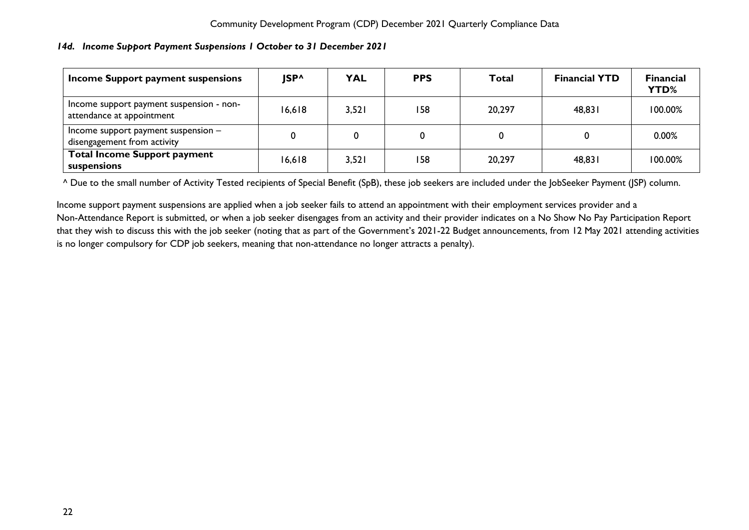### *14d. Income Support Payment Suspensions 1 October to 31 December 2021*

| Income Support payment suspensions | JSP^ | YAL | PPS | Total | Financial YTD | Financial YTD% |
|---|---|---|---|---|---|---|
| Income support payment suspension - non-attendance at appointment | 16,618 | 3,521 | 158 | 20,297 | 48,831 | 100.00% |
| Income support payment suspension – disengagement from activity | 0 | 0 | 0 | 0 | 0 | 0.00% |
| **Total Income Support payment suspensions** | 16,618 | 3,521 | 158 | 20,297 | 48,831 | 100.00% |

^ Due to the small number of Activity Tested recipients of Special Benefit (SpB), these job seekers are included under the JobSeeker Payment (JSP) column.

Income support payment suspensions are applied when a job seeker fails to attend an appointment with their employment services provider and a Non-Attendance Report is submitted, or when a job seeker disengages from an activity and their provider indicates on a No Show No Pay Participation Report that they wish to discuss this with the job seeker (noting that as part of the Government's 2021-22 Budget announcements, from 12 May 2021 attending activities is no longer compulsory for CDP job seekers, meaning that non-attendance no longer attracts a penalty).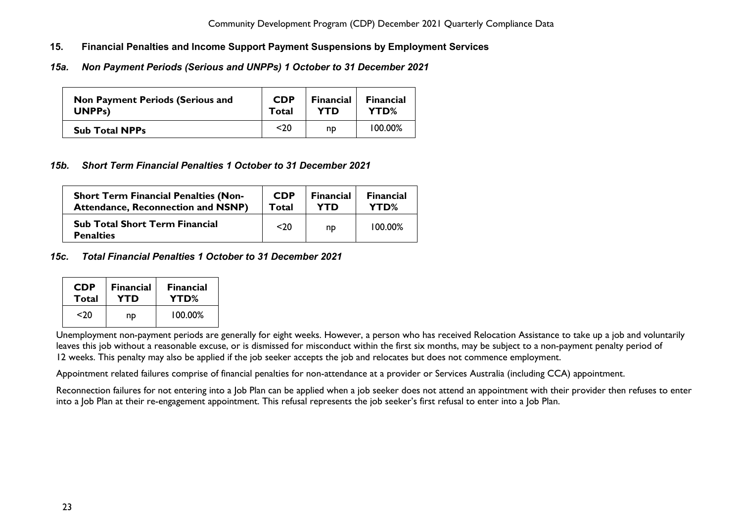## 15. Financial Penalties and Income Support Payment Suspensions by Employment Services

### *15a. Non Payment Periods (Serious and UNPPs) 1 October to 31 December 2021*

| Non Payment Periods (Serious and UNPPs) | CDP Total | Financial YTD | Financial YTD% |
|---|---|---|---|
| **Sub Total NPPs** | <20 | np | 100.00% |

### *15b. Short Term Financial Penalties 1 October to 31 December 2021*

| Short Term Financial Penalties (Non-Attendance, Reconnection and NSNP) | CDP Total | Financial YTD | Financial YTD% |
|---|---|---|---|
| **Sub Total Short Term Financial Penalties** | <20 | np | 100.00% |

### *15c. Total Financial Penalties 1 October to 31 December 2021*

| CDP Total | Financial YTD | Financial YTD% |
|---|---|---|
| <20 | np | 100.00% |

Unemployment non-payment periods are generally for eight weeks. However, a person who has received Relocation Assistance to take up a job and voluntarily leaves this job without a reasonable excuse, or is dismissed for misconduct within the first six months, may be subject to a non-payment penalty period of 12 weeks. This penalty may also be applied if the job seeker accepts the job and relocates but does not commence employment.

Appointment related failures comprise of financial penalties for non-attendance at a provider or Services Australia (including CCA) appointment.

Reconnection failures for not entering into a Job Plan can be applied when a job seeker does not attend an appointment with their provider then refuses to enter into a Job Plan at their re-engagement appointment. This refusal represents the job seeker's first refusal to enter into a Job Plan.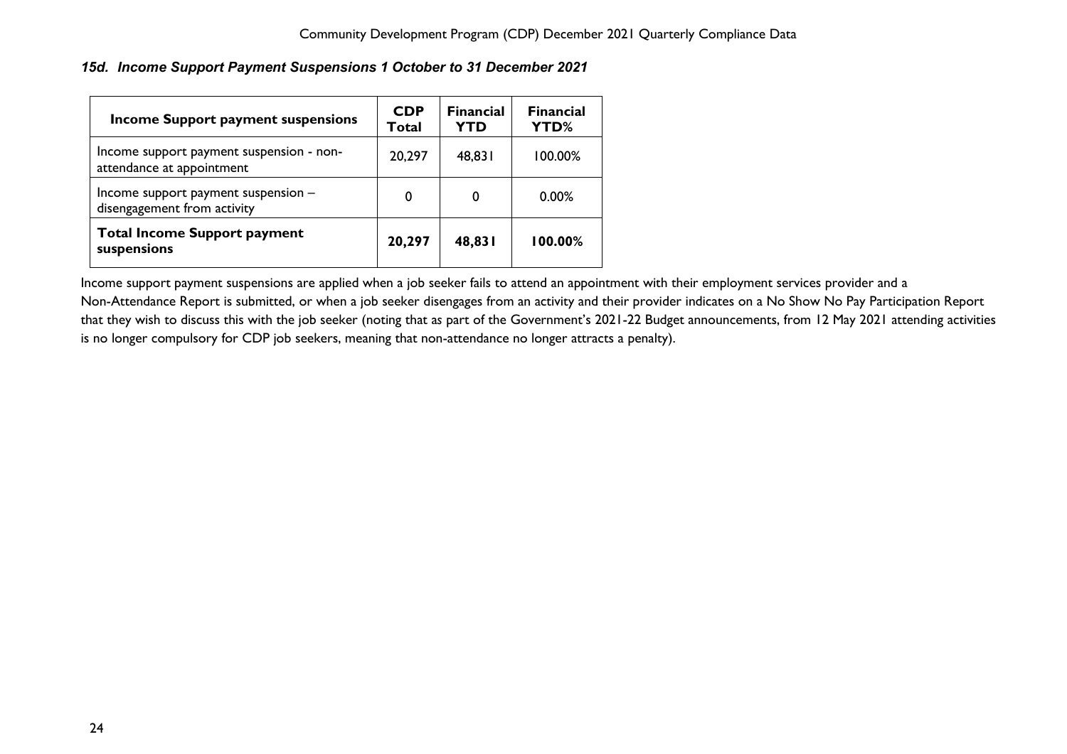### *15d. Income Support Payment Suspensions 1 October to 31 December 2021*

| Income Support payment suspensions | CDP Total | Financial YTD | Financial YTD% |
|---|---|---|---|
| Income support payment suspension - non-attendance at appointment | 20,297 | 48,831 | 100.00% |
| Income support payment suspension – disengagement from activity | 0 | 0 | 0.00% |
| **Total Income Support payment suspensions** | **20,297** | **48,831** | **100.00%** |

Income support payment suspensions are applied when a job seeker fails to attend an appointment with their employment services provider and a Non-Attendance Report is submitted, or when a job seeker disengages from an activity and their provider indicates on a No Show No Pay Participation Report that they wish to discuss this with the job seeker (noting that as part of the Government's 2021-22 Budget announcements, from 12 May 2021 attending activities is no longer compulsory for CDP job seekers, meaning that non-attendance no longer attracts a penalty).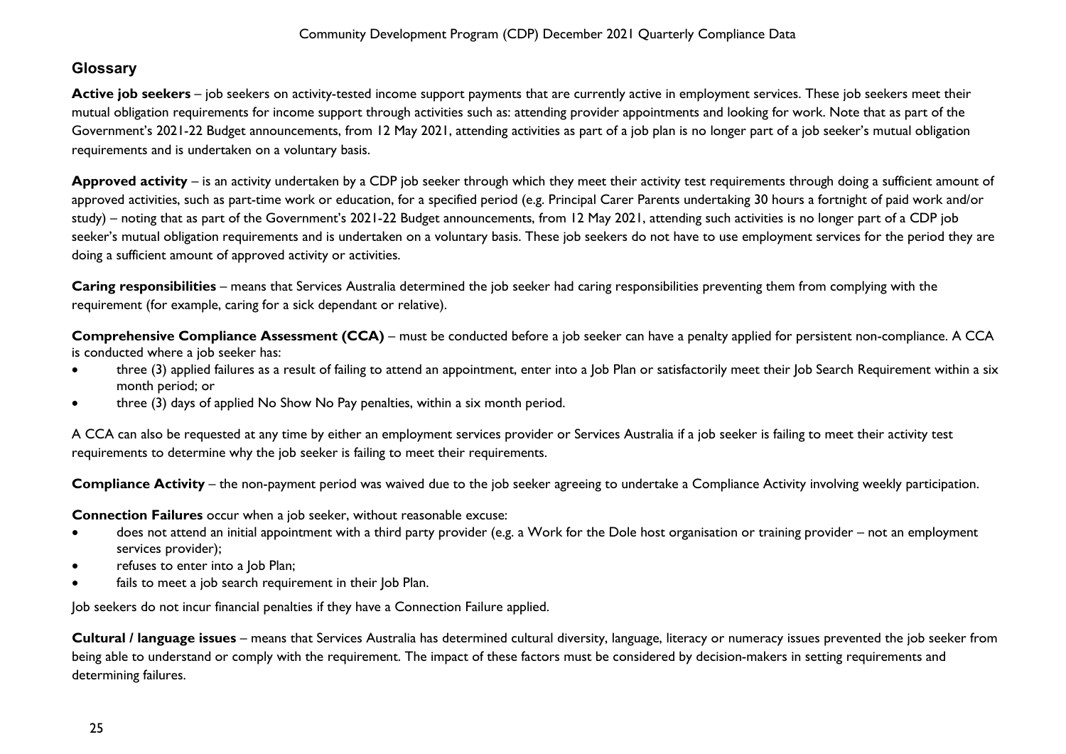## Glossary

**Active job seekers** – job seekers on activity-tested income support payments that are currently active in employment services. These job seekers meet their mutual obligation requirements for income support through activities such as: attending provider appointments and looking for work. Note that as part of the Government's 2021-22 Budget announcements, from 12 May 2021, attending activities as part of a job plan is no longer part of a job seeker's mutual obligation requirements and is undertaken on a voluntary basis.

**Approved activity** – is an activity undertaken by a CDP job seeker through which they meet their activity test requirements through doing a sufficient amount of approved activities, such as part-time work or education, for a specified period (e.g. Principal Carer Parents undertaking 30 hours a fortnight of paid work and/or study) – noting that as part of the Government's 2021-22 Budget announcements, from 12 May 2021, attending such activities is no longer part of a CDP job seeker's mutual obligation requirements and is undertaken on a voluntary basis. These job seekers do not have to use employment services for the period they are doing a sufficient amount of approved activity or activities.

**Caring responsibilities** – means that Services Australia determined the job seeker had caring responsibilities preventing them from complying with the requirement (for example, caring for a sick dependant or relative).

**Comprehensive Compliance Assessment (CCA)** – must be conducted before a job seeker can have a penalty applied for persistent non-compliance. A CCA is conducted where a job seeker has:

- three (3) applied failures as a result of failing to attend an appointment, enter into a Job Plan or satisfactorily meet their Job Search Requirement within a six month period; or
- three (3) days of applied No Show No Pay penalties, within a six month period.

A CCA can also be requested at any time by either an employment services provider or Services Australia if a job seeker is failing to meet their activity test requirements to determine why the job seeker is failing to meet their requirements.

**Compliance Activity** – the non-payment period was waived due to the job seeker agreeing to undertake a Compliance Activity involving weekly participation.

**Connection Failures** occur when a job seeker, without reasonable excuse:

- does not attend an initial appointment with a third party provider (e.g. a Work for the Dole host organisation or training provider – not an employment services provider);
- refuses to enter into a Job Plan;
- fails to meet a job search requirement in their Job Plan.

Job seekers do not incur financial penalties if they have a Connection Failure applied.

**Cultural / language issues** – means that Services Australia has determined cultural diversity, language, literacy or numeracy issues prevented the job seeker from being able to understand or comply with the requirement. The impact of these factors must be considered by decision-makers in setting requirements and determining failures.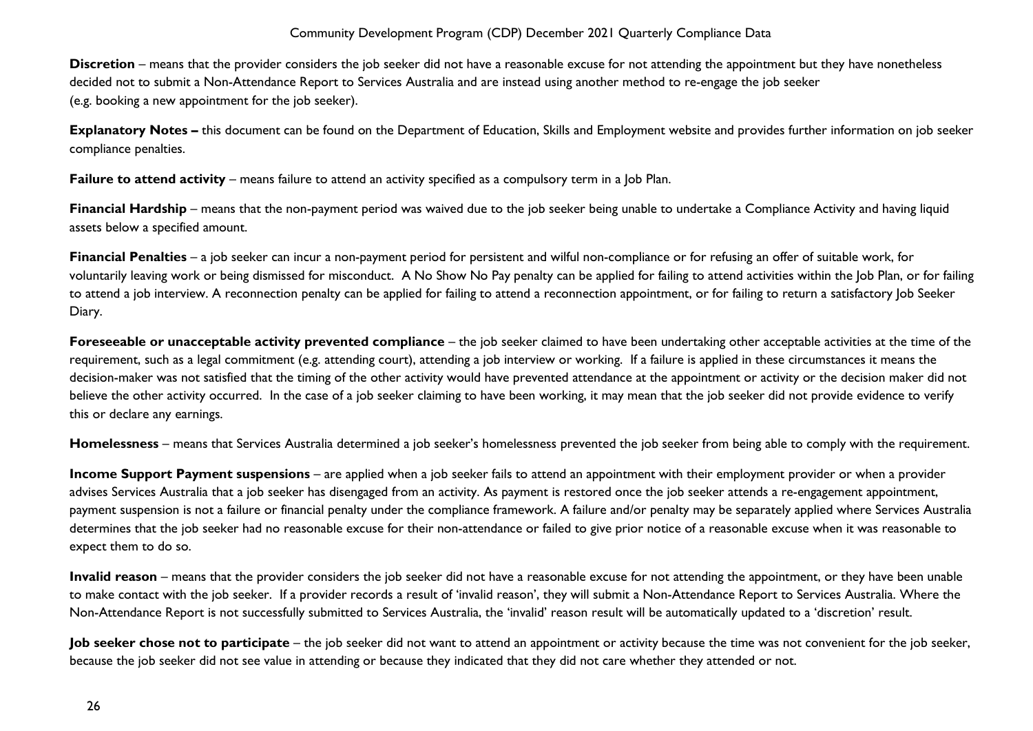**Discretion** – means that the provider considers the job seeker did not have a reasonable excuse for not attending the appointment but they have nonetheless decided not to submit a Non-Attendance Report to Services Australia and are instead using another method to re-engage the job seeker (e.g. booking a new appointment for the job seeker).

**Explanatory Notes –** this document can be found on the Department of Education, Skills and Employment website and provides further information on job seeker compliance penalties.

**Failure to attend activity** – means failure to attend an activity specified as a compulsory term in a Job Plan.

**Financial Hardship** – means that the non-payment period was waived due to the job seeker being unable to undertake a Compliance Activity and having liquid assets below a specified amount.

**Financial Penalties** – a job seeker can incur a non-payment period for persistent and wilful non-compliance or for refusing an offer of suitable work, for voluntarily leaving work or being dismissed for misconduct. A No Show No Pay penalty can be applied for failing to attend activities within the Job Plan, or for failing to attend a job interview. A reconnection penalty can be applied for failing to attend a reconnection appointment, or for failing to return a satisfactory Job Seeker Diary.

**Foreseeable or unacceptable activity prevented compliance** – the job seeker claimed to have been undertaking other acceptable activities at the time of the requirement, such as a legal commitment (e.g. attending court), attending a job interview or working. If a failure is applied in these circumstances it means the decision-maker was not satisfied that the timing of the other activity would have prevented attendance at the appointment or activity or the decision maker did not believe the other activity occurred. In the case of a job seeker claiming to have been working, it may mean that the job seeker did not provide evidence to verify this or declare any earnings.

**Homelessness** – means that Services Australia determined a job seeker's homelessness prevented the job seeker from being able to comply with the requirement.

**Income Support Payment suspensions** – are applied when a job seeker fails to attend an appointment with their employment provider or when a provider advises Services Australia that a job seeker has disengaged from an activity. As payment is restored once the job seeker attends a re-engagement appointment, payment suspension is not a failure or financial penalty under the compliance framework. A failure and/or penalty may be separately applied where Services Australia determines that the job seeker had no reasonable excuse for their non-attendance or failed to give prior notice of a reasonable excuse when it was reasonable to expect them to do so.

**Invalid reason** – means that the provider considers the job seeker did not have a reasonable excuse for not attending the appointment, or they have been unable to make contact with the job seeker. If a provider records a result of 'invalid reason', they will submit a Non-Attendance Report to Services Australia. Where the Non-Attendance Report is not successfully submitted to Services Australia, the 'invalid' reason result will be automatically updated to a 'discretion' result.

**Job seeker chose not to participate** – the job seeker did not want to attend an appointment or activity because the time was not convenient for the job seeker, because the job seeker did not see value in attending or because they indicated that they did not care whether they attended or not.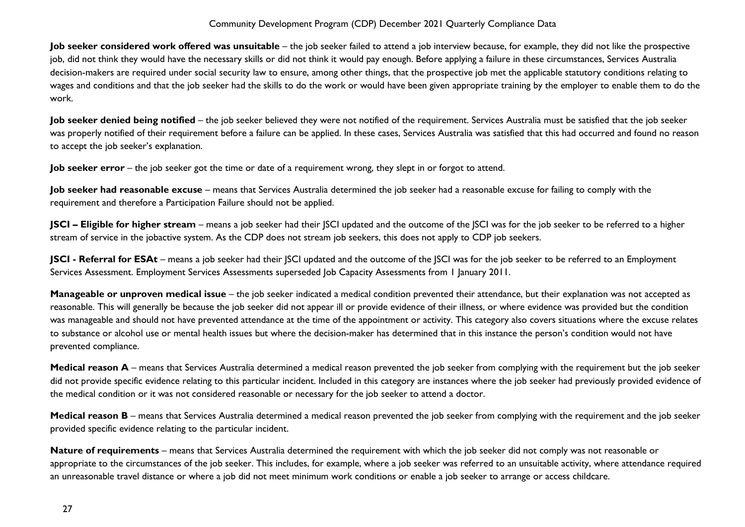**Job seeker considered work offered was unsuitable** – the job seeker failed to attend a job interview because, for example, they did not like the prospective job, did not think they would have the necessary skills or did not think it would pay enough. Before applying a failure in these circumstances, Services Australia decision-makers are required under social security law to ensure, among other things, that the prospective job met the applicable statutory conditions relating to wages and conditions and that the job seeker had the skills to do the work or would have been given appropriate training by the employer to enable them to do the work.

**Job seeker denied being notified** – the job seeker believed they were not notified of the requirement. Services Australia must be satisfied that the job seeker was properly notified of their requirement before a failure can be applied. In these cases, Services Australia was satisfied that this had occurred and found no reason to accept the job seeker's explanation.

**Job seeker error** – the job seeker got the time or date of a requirement wrong, they slept in or forgot to attend.

**Job seeker had reasonable excuse** – means that Services Australia determined the job seeker had a reasonable excuse for failing to comply with the requirement and therefore a Participation Failure should not be applied.

**JSCI – Eligible for higher stream** – means a job seeker had their JSCI updated and the outcome of the JSCI was for the job seeker to be referred to a higher stream of service in the jobactive system. As the CDP does not stream job seekers, this does not apply to CDP job seekers.

**JSCI - Referral for ESAt** – means a job seeker had their JSCI updated and the outcome of the JSCI was for the job seeker to be referred to an Employment Services Assessment. Employment Services Assessments superseded Job Capacity Assessments from 1 January 2011.

**Manageable or unproven medical issue** – the job seeker indicated a medical condition prevented their attendance, but their explanation was not accepted as reasonable. This will generally be because the job seeker did not appear ill or provide evidence of their illness, or where evidence was provided but the condition was manageable and should not have prevented attendance at the time of the appointment or activity. This category also covers situations where the excuse relates to substance or alcohol use or mental health issues but where the decision-maker has determined that in this instance the person's condition would not have prevented compliance.

**Medical reason A** – means that Services Australia determined a medical reason prevented the job seeker from complying with the requirement but the job seeker did not provide specific evidence relating to this particular incident. Included in this category are instances where the job seeker had previously provided evidence of the medical condition or it was not considered reasonable or necessary for the job seeker to attend a doctor.

**Medical reason B** – means that Services Australia determined a medical reason prevented the job seeker from complying with the requirement and the job seeker provided specific evidence relating to the particular incident.

**Nature of requirements** – means that Services Australia determined the requirement with which the job seeker did not comply was not reasonable or appropriate to the circumstances of the job seeker. This includes, for example, where a job seeker was referred to an unsuitable activity, where attendance required an unreasonable travel distance or where a job did not meet minimum work conditions or enable a job seeker to arrange or access childcare.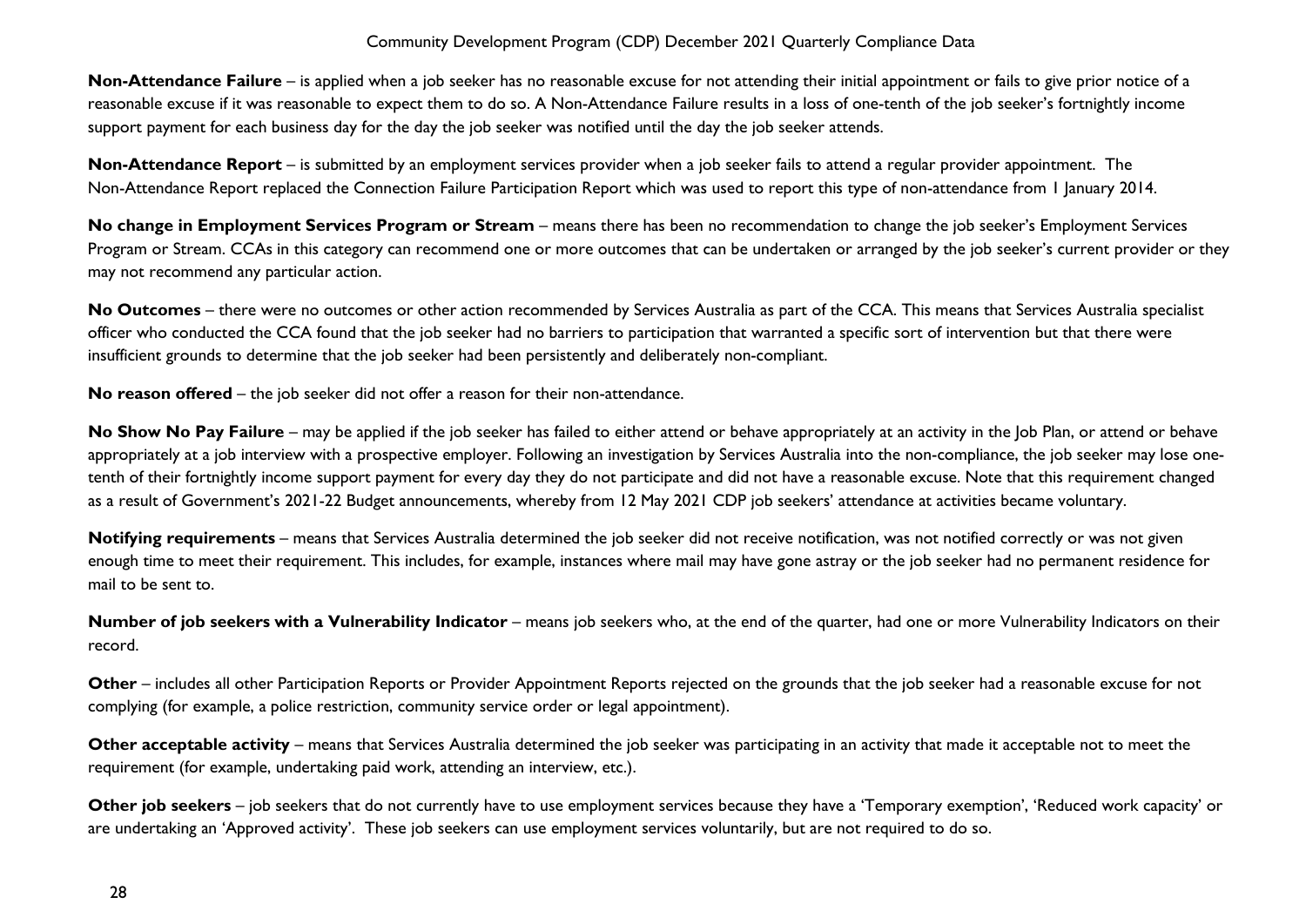**Non-Attendance Failure** – is applied when a job seeker has no reasonable excuse for not attending their initial appointment or fails to give prior notice of a reasonable excuse if it was reasonable to expect them to do so. A Non-Attendance Failure results in a loss of one-tenth of the job seeker's fortnightly income support payment for each business day for the day the job seeker was notified until the day the job seeker attends.

**Non-Attendance Report** – is submitted by an employment services provider when a job seeker fails to attend a regular provider appointment. The Non-Attendance Report replaced the Connection Failure Participation Report which was used to report this type of non-attendance from 1 January 2014.

**No change in Employment Services Program or Stream** – means there has been no recommendation to change the job seeker's Employment Services Program or Stream. CCAs in this category can recommend one or more outcomes that can be undertaken or arranged by the job seeker's current provider or they may not recommend any particular action.

**No Outcomes** – there were no outcomes or other action recommended by Services Australia as part of the CCA. This means that Services Australia specialist officer who conducted the CCA found that the job seeker had no barriers to participation that warranted a specific sort of intervention but that there were insufficient grounds to determine that the job seeker had been persistently and deliberately non-compliant.

**No reason offered** – the job seeker did not offer a reason for their non-attendance.

**No Show No Pay Failure** – may be applied if the job seeker has failed to either attend or behave appropriately at an activity in the Job Plan, or attend or behave appropriately at a job interview with a prospective employer. Following an investigation by Services Australia into the non-compliance, the job seeker may lose one-tenth of their fortnightly income support payment for every day they do not participate and did not have a reasonable excuse. Note that this requirement changed as a result of Government's 2021-22 Budget announcements, whereby from 12 May 2021 CDP job seekers' attendance at activities became voluntary.

**Notifying requirements** – means that Services Australia determined the job seeker did not receive notification, was not notified correctly or was not given enough time to meet their requirement. This includes, for example, instances where mail may have gone astray or the job seeker had no permanent residence for mail to be sent to.

**Number of job seekers with a Vulnerability Indicator** – means job seekers who, at the end of the quarter, had one or more Vulnerability Indicators on their record.

**Other** – includes all other Participation Reports or Provider Appointment Reports rejected on the grounds that the job seeker had a reasonable excuse for not complying (for example, a police restriction, community service order or legal appointment).

**Other acceptable activity** – means that Services Australia determined the job seeker was participating in an activity that made it acceptable not to meet the requirement (for example, undertaking paid work, attending an interview, etc.).

**Other job seekers** – job seekers that do not currently have to use employment services because they have a 'Temporary exemption', 'Reduced work capacity' or are undertaking an 'Approved activity'. These job seekers can use employment services voluntarily, but are not required to do so.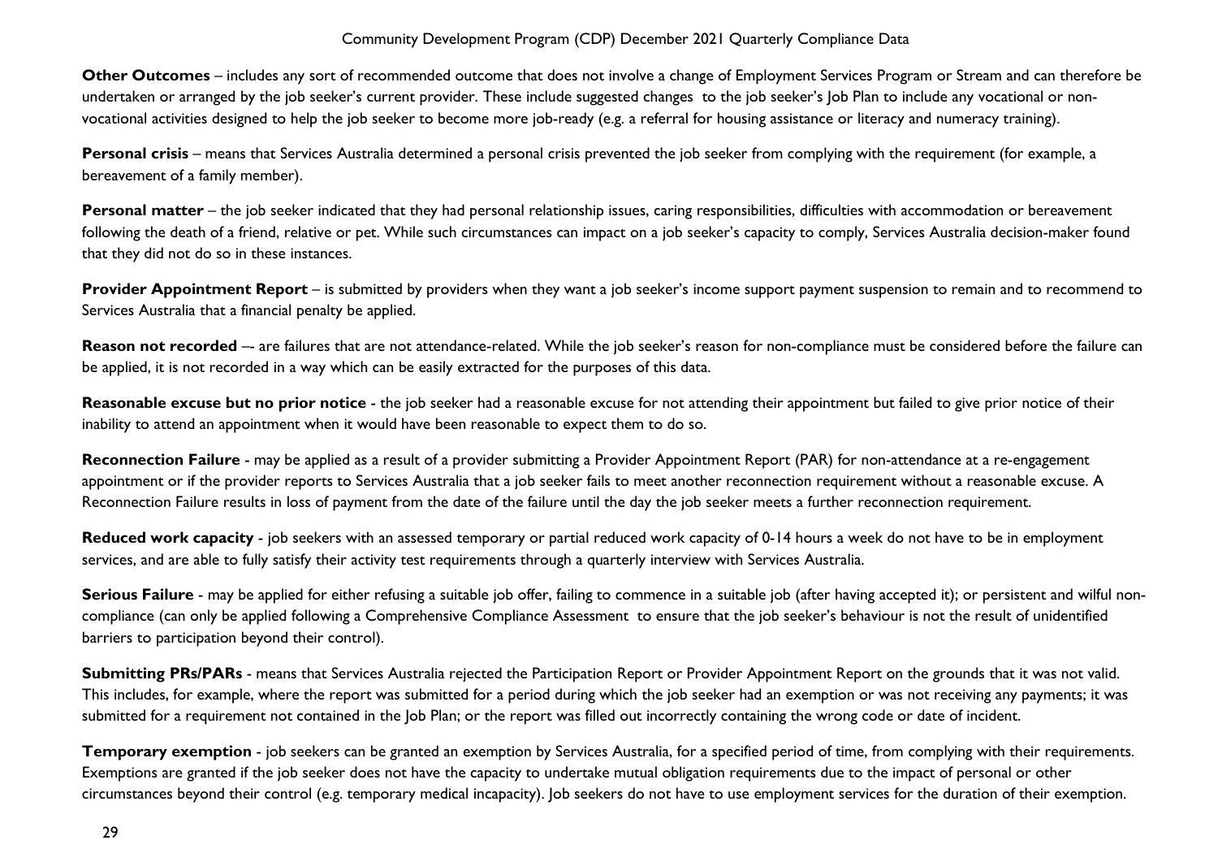**Other Outcomes** – includes any sort of recommended outcome that does not involve a change of Employment Services Program or Stream and can therefore be undertaken or arranged by the job seeker's current provider. These include suggested changes to the job seeker's Job Plan to include any vocational or non-vocational activities designed to help the job seeker to become more job-ready (e.g. a referral for housing assistance or literacy and numeracy training).

**Personal crisis** – means that Services Australia determined a personal crisis prevented the job seeker from complying with the requirement (for example, a bereavement of a family member).

**Personal matter** – the job seeker indicated that they had personal relationship issues, caring responsibilities, difficulties with accommodation or bereavement following the death of a friend, relative or pet. While such circumstances can impact on a job seeker's capacity to comply, Services Australia decision-maker found that they did not do so in these instances.

**Provider Appointment Report** – is submitted by providers when they want a job seeker's income support payment suspension to remain and to recommend to Services Australia that a financial penalty be applied.

**Reason not recorded** –- are failures that are not attendance-related. While the job seeker's reason for non-compliance must be considered before the failure can be applied, it is not recorded in a way which can be easily extracted for the purposes of this data.

**Reasonable excuse but no prior notice** - the job seeker had a reasonable excuse for not attending their appointment but failed to give prior notice of their inability to attend an appointment when it would have been reasonable to expect them to do so.

**Reconnection Failure** - may be applied as a result of a provider submitting a Provider Appointment Report (PAR) for non-attendance at a re-engagement appointment or if the provider reports to Services Australia that a job seeker fails to meet another reconnection requirement without a reasonable excuse. A Reconnection Failure results in loss of payment from the date of the failure until the day the job seeker meets a further reconnection requirement.

**Reduced work capacity** - job seekers with an assessed temporary or partial reduced work capacity of 0-14 hours a week do not have to be in employment services, and are able to fully satisfy their activity test requirements through a quarterly interview with Services Australia.

**Serious Failure** - may be applied for either refusing a suitable job offer, failing to commence in a suitable job (after having accepted it); or persistent and wilful non-compliance (can only be applied following a Comprehensive Compliance Assessment to ensure that the job seeker's behaviour is not the result of unidentified barriers to participation beyond their control).

**Submitting PRs/PARs** - means that Services Australia rejected the Participation Report or Provider Appointment Report on the grounds that it was not valid. This includes, for example, where the report was submitted for a period during which the job seeker had an exemption or was not receiving any payments; it was submitted for a requirement not contained in the Job Plan; or the report was filled out incorrectly containing the wrong code or date of incident.

**Temporary exemption** - job seekers can be granted an exemption by Services Australia, for a specified period of time, from complying with their requirements. Exemptions are granted if the job seeker does not have the capacity to undertake mutual obligation requirements due to the impact of personal or other circumstances beyond their control (e.g. temporary medical incapacity). Job seekers do not have to use employment services for the duration of their exemption.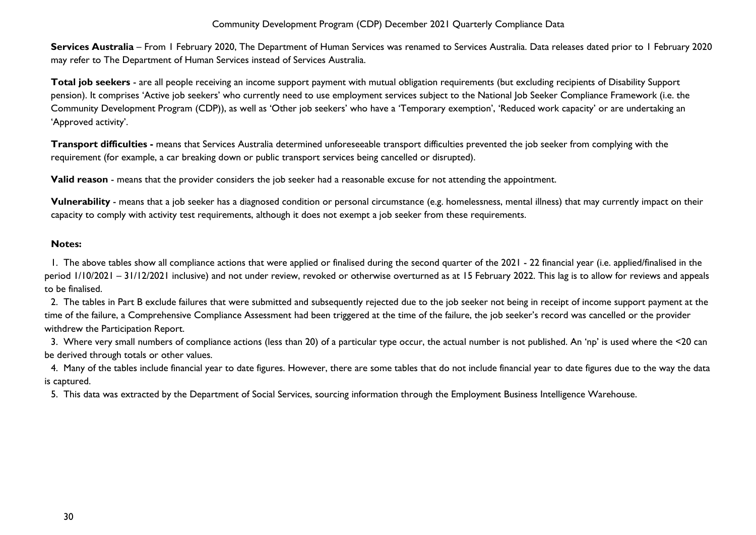**Services Australia** – From 1 February 2020, The Department of Human Services was renamed to Services Australia. Data releases dated prior to 1 February 2020 may refer to The Department of Human Services instead of Services Australia.

**Total job seekers** - are all people receiving an income support payment with mutual obligation requirements (but excluding recipients of Disability Support pension). It comprises 'Active job seekers' who currently need to use employment services subject to the National Job Seeker Compliance Framework (i.e. the Community Development Program (CDP)), as well as 'Other job seekers' who have a 'Temporary exemption', 'Reduced work capacity' or are undertaking an 'Approved activity'.

**Transport difficulties -** means that Services Australia determined unforeseeable transport difficulties prevented the job seeker from complying with the requirement (for example, a car breaking down or public transport services being cancelled or disrupted).

**Valid reason** - means that the provider considers the job seeker had a reasonable excuse for not attending the appointment.

**Vulnerability** - means that a job seeker has a diagnosed condition or personal circumstance (e.g. homelessness, mental illness) that may currently impact on their capacity to comply with activity test requirements, although it does not exempt a job seeker from these requirements.

**Notes:**

1. The above tables show all compliance actions that were applied or finalised during the second quarter of the 2021 - 22 financial year (i.e. applied/finalised in the period 1/10/2021 – 31/12/2021 inclusive) and not under review, revoked or otherwise overturned as at 15 February 2022. This lag is to allow for reviews and appeals to be finalised.
2. The tables in Part B exclude failures that were submitted and subsequently rejected due to the job seeker not being in receipt of income support payment at the time of the failure, a Comprehensive Compliance Assessment had been triggered at the time of the failure, the job seeker's record was cancelled or the provider withdrew the Participation Report.
3. Where very small numbers of compliance actions (less than 20) of a particular type occur, the actual number is not published. An 'np' is used where the <20 can be derived through totals or other values.
4. Many of the tables include financial year to date figures. However, there are some tables that do not include financial year to date figures due to the way the data is captured.
5. This data was extracted by the Department of Social Services, sourcing information through the Employment Business Intelligence Warehouse.